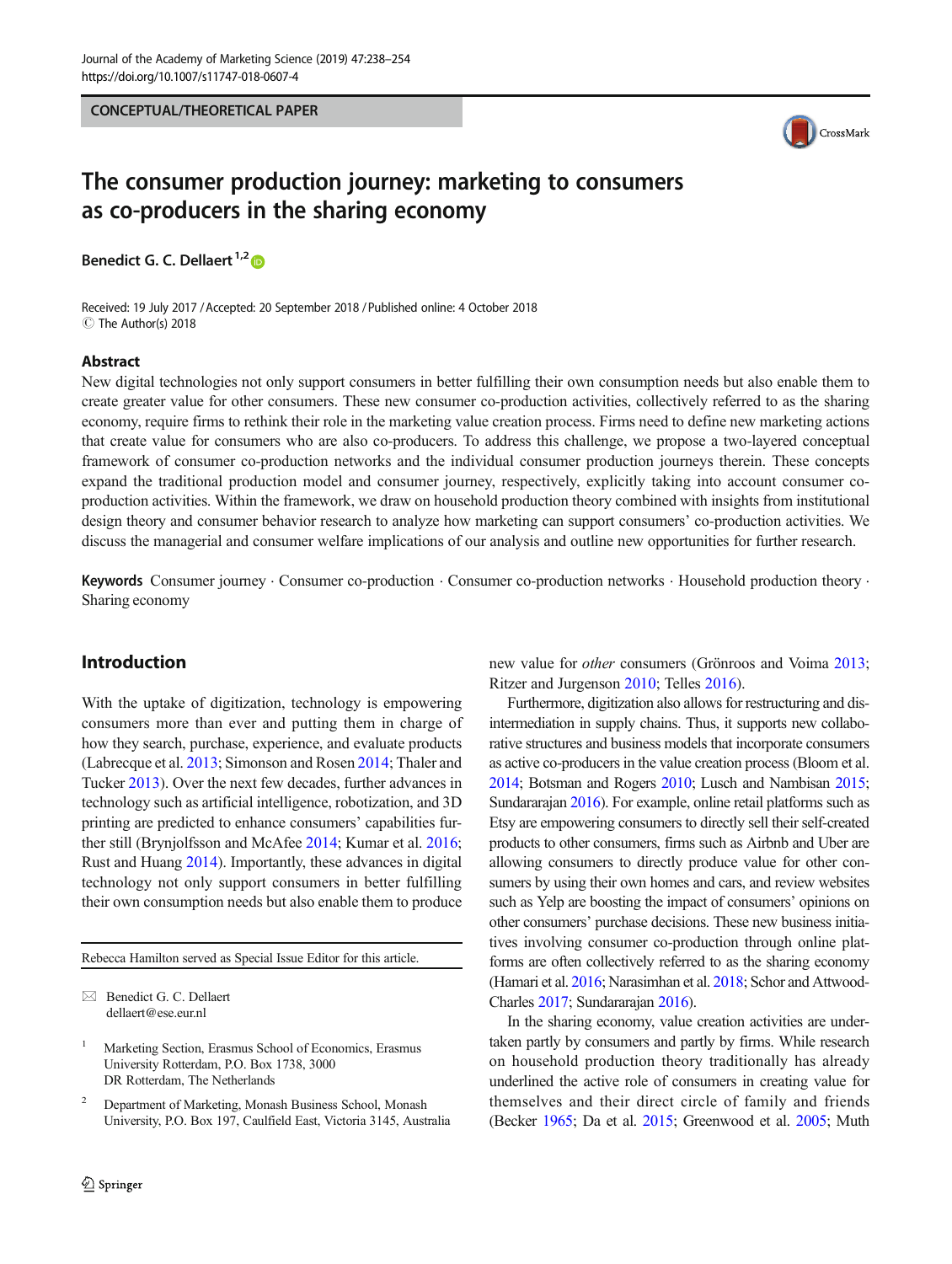CONCEPTUAL/THEORETICAL PAPER

# The consumer production journey: marketing to consumers as co-producers in the sharing economy

**Benedict G. C. Dellaert**[1,2]

Received: 19 July 2017 / Accepted: 20 September 2018 / Published online: 4 October 2018
© The Author(s) 2018

## Abstract

New digital technologies not only support consumers in better fulfilling their own consumption needs but also enable them to create greater value for other consumers. These new consumer co-production activities, collectively referred to as the sharing economy, require firms to rethink their role in the marketing value creation process. Firms need to define new marketing actions that create value for consumers who are also co-producers. To address this challenge, we propose a two-layered conceptual framework of consumer co-production networks and the individual consumer production journeys therein. These concepts expand the traditional production model and consumer journey, respectively, explicitly taking into account consumer co-production activities. Within the framework, we draw on household production theory combined with insights from institutional design theory and consumer behavior research to analyze how marketing can support consumers' co-production activities. We discuss the managerial and consumer welfare implications of our analysis and outline new opportunities for further research.

**Keywords** Consumer journey · Consumer co-production · Consumer co-production networks · Household production theory · Sharing economy

## Introduction

With the uptake of digitization, technology is empowering consumers more than ever and putting them in charge of how they search, purchase, experience, and evaluate products (Labrecque et al. 2013; Simonson and Rosen 2014; Thaler and Tucker 2013). Over the next few decades, further advances in technology such as artificial intelligence, robotization, and 3D printing are predicted to enhance consumers' capabilities further still (Brynjolfsson and McAfee 2014; Kumar et al. 2016; Rust and Huang 2014). Importantly, these advances in digital technology not only support consumers in better fulfilling their own consumption needs but also enable them to produce new value for *other* consumers (Grönroos and Voima 2013; Ritzer and Jurgenson 2010; Telles 2016).

Furthermore, digitization also allows for restructuring and disintermediation in supply chains. Thus, it supports new collaborative structures and business models that incorporate consumers as active co-producers in the value creation process (Bloom et al. 2014; Botsman and Rogers 2010; Lusch and Nambisan 2015; Sundararajan 2016). For example, online retail platforms such as Etsy are empowering consumers to directly sell their self-created products to other consumers, firms such as Airbnb and Uber are allowing consumers to directly produce value for other consumers by using their own homes and cars, and review websites such as Yelp are boosting the impact of consumers' opinions on other consumers' purchase decisions. These new business initiatives involving consumer co-production through online platforms are often collectively referred to as the sharing economy (Hamari et al. 2016; Narasimhan et al. 2018; Schor and Attwood-Charles 2017; Sundararajan 2016).

In the sharing economy, value creation activities are undertaken partly by consumers and partly by firms. While research on household production theory traditionally has already underlined the active role of consumers in creating value for themselves and their direct circle of family and friends (Becker 1965; Da et al. 2015; Greenwood et al. 2005; Muth

---

Rebecca Hamilton served as Special Issue Editor for this article.

✉ Benedict G. C. Dellaert
dellaert@ese.eur.nl

[1] Marketing Section, Erasmus School of Economics, Erasmus University Rotterdam, P.O. Box 1738, 3000 DR Rotterdam, The Netherlands

[2] Department of Marketing, Monash Business School, Monash University, P.O. Box 197, Caulfield East, Victoria 3145, Australia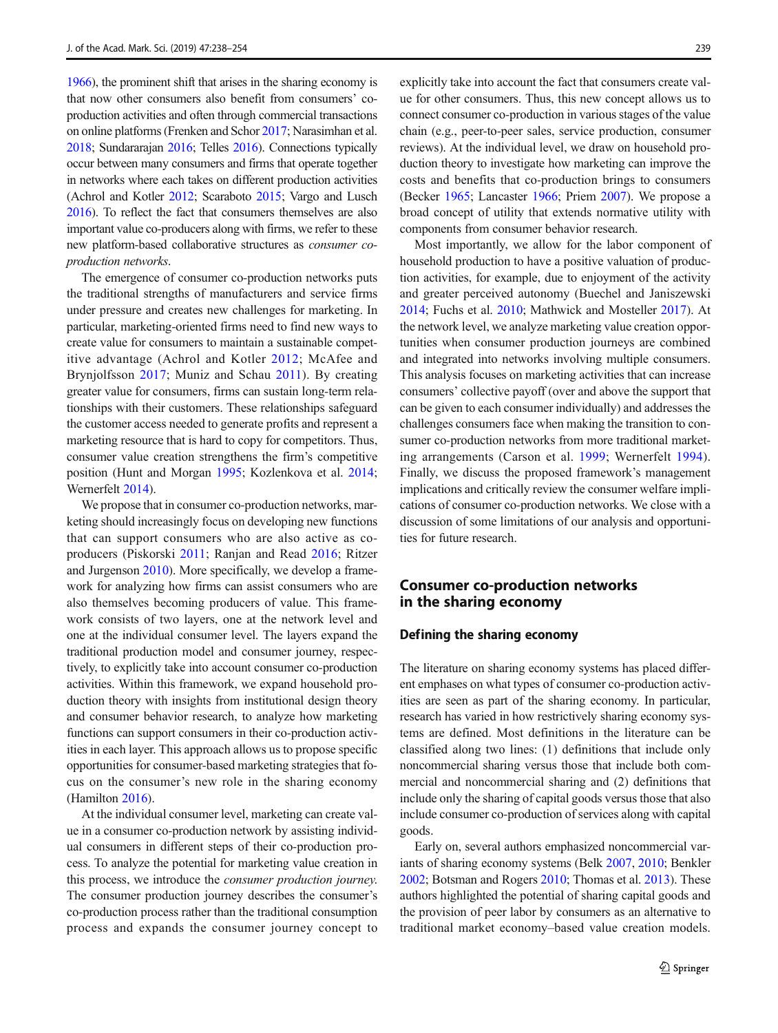1966), the prominent shift that arises in the sharing economy is that now other consumers also benefit from consumers' co-production activities and often through commercial transactions on online platforms (Frenken and Schor 2017; Narasimhan et al. 2018; Sundararajan 2016; Telles 2016). Connections typically occur between many consumers and firms that operate together in networks where each takes on different production activities (Achrol and Kotler 2012; Scaraboto 2015; Vargo and Lusch 2016). To reflect the fact that consumers themselves are also important value co-producers along with firms, we refer to these new platform-based collaborative structures as *consumer co-production networks*.

The emergence of consumer co-production networks puts the traditional strengths of manufacturers and service firms under pressure and creates new challenges for marketing. In particular, marketing-oriented firms need to find new ways to create value for consumers to maintain a sustainable competitive advantage (Achrol and Kotler 2012; McAfee and Brynjolfsson 2017; Muniz and Schau 2011). By creating greater value for consumers, firms can sustain long-term relationships with their customers. These relationships safeguard the customer access needed to generate profits and represent a marketing resource that is hard to copy for competitors. Thus, consumer value creation strengthens the firm's competitive position (Hunt and Morgan 1995; Kozlenkova et al. 2014; Wernerfelt 2014).

We propose that in consumer co-production networks, marketing should increasingly focus on developing new functions that can support consumers who are also active as co-producers (Piskorski 2011; Ranjan and Read 2016; Ritzer and Jurgenson 2010). More specifically, we develop a framework for analyzing how firms can assist consumers who are also themselves becoming producers of value. This framework consists of two layers, one at the network level and one at the individual consumer level. The layers expand the traditional production model and consumer journey, respectively, to explicitly take into account consumer co-production activities. Within this framework, we expand household production theory with insights from institutional design theory and consumer behavior research, to analyze how marketing functions can support consumers in their co-production activities in each layer. This approach allows us to propose specific opportunities for consumer-based marketing strategies that focus on the consumer's new role in the sharing economy (Hamilton 2016).

At the individual consumer level, marketing can create value in a consumer co-production network by assisting individual consumers in different steps of their co-production process. To analyze the potential for marketing value creation in this process, we introduce the *consumer production journey*. The consumer production journey describes the consumer's co-production process rather than the traditional consumption process and expands the consumer journey concept to explicitly take into account the fact that consumers create value for other consumers. Thus, this new concept allows us to connect consumer co-production in various stages of the value chain (e.g., peer-to-peer sales, service production, consumer reviews). At the individual level, we draw on household production theory to investigate how marketing can improve the costs and benefits that co-production brings to consumers (Becker 1965; Lancaster 1966; Priem 2007). We propose a broad concept of utility that extends normative utility with components from consumer behavior research.

Most importantly, we allow for the labor component of household production to have a positive valuation of production activities, for example, due to enjoyment of the activity and greater perceived autonomy (Buechel and Janiszewski 2014; Fuchs et al. 2010; Mathwick and Mosteller 2017). At the network level, we analyze marketing value creation opportunities when consumer production journeys are combined and integrated into networks involving multiple consumers. This analysis focuses on marketing activities that can increase consumers' collective payoff (over and above the support that can be given to each consumer individually) and addresses the challenges consumers face when making the transition to consumer co-production networks from more traditional marketing arrangements (Carson et al. 1999; Wernerfelt 1994). Finally, we discuss the proposed framework's management implications and critically review the consumer welfare implications of consumer co-production networks. We close with a discussion of some limitations of our analysis and opportunities for future research.

## Consumer co-production networks in the sharing economy

### Defining the sharing economy

The literature on sharing economy systems has placed different emphases on what types of consumer co-production activities are seen as part of the sharing economy. In particular, research has varied in how restrictively sharing economy systems are defined. Most definitions in the literature can be classified along two lines: (1) definitions that include only noncommercial sharing versus those that include both commercial and noncommercial sharing and (2) definitions that include only the sharing of capital goods versus those that also include consumer co-production of services along with capital goods.

Early on, several authors emphasized noncommercial variants of sharing economy systems (Belk 2007, 2010; Benkler 2002; Botsman and Rogers 2010; Thomas et al. 2013). These authors highlighted the potential of sharing capital goods and the provision of peer labor by consumers as an alternative to traditional market economy–based value creation models.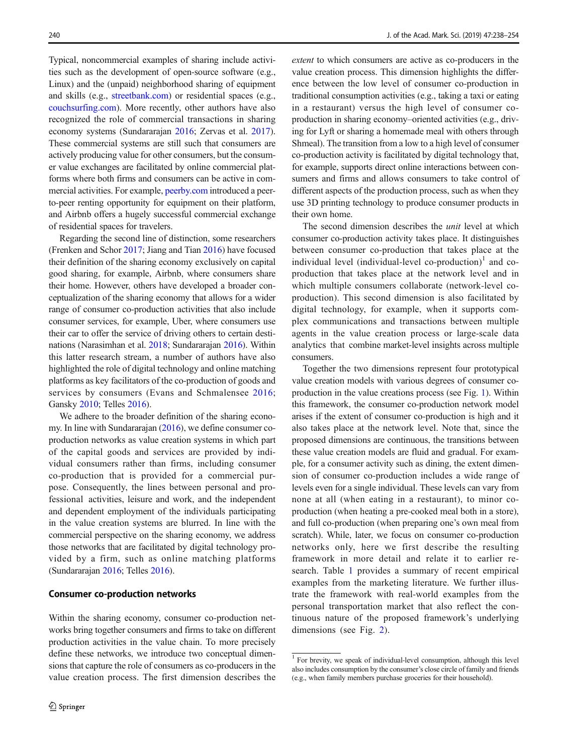Typical, noncommercial examples of sharing include activities such as the development of open-source software (e.g., Linux) and the (unpaid) neighborhood sharing of equipment and skills (e.g., streetbank.com) or residential spaces (e.g., couchsurfing.com). More recently, other authors have also recognized the role of commercial transactions in sharing economy systems (Sundararajan 2016; Zervas et al. 2017). These commercial systems are still such that consumers are actively producing value for other consumers, but the consumer value exchanges are facilitated by online commercial platforms where both firms and consumers can be active in commercial activities. For example, peerby.com introduced a peer-to-peer renting opportunity for equipment on their platform, and Airbnb offers a hugely successful commercial exchange of residential spaces for travelers.

Regarding the second line of distinction, some researchers (Frenken and Schor 2017; Jiang and Tian 2016) have focused their definition of the sharing economy exclusively on capital good sharing, for example, Airbnb, where consumers share their home. However, others have developed a broader conceptualization of the sharing economy that allows for a wider range of consumer co-production activities that also include consumer services, for example, Uber, where consumers use their car to offer the service of driving others to certain destinations (Narasimhan et al. 2018; Sundararajan 2016). Within this latter research stream, a number of authors have also highlighted the role of digital technology and online matching platforms as key facilitators of the co-production of goods and services by consumers (Evans and Schmalensee 2016; Gansky 2010; Telles 2016).

We adhere to the broader definition of the sharing economy. In line with Sundararajan (2016), we define consumer co-production networks as value creation systems in which part of the capital goods and services are provided by individual consumers rather than firms, including consumer co-production that is provided for a commercial purpose. Consequently, the lines between personal and professional activities, leisure and work, and the independent and dependent employment of the individuals participating in the value creation systems are blurred. In line with the commercial perspective on the sharing economy, we address those networks that are facilitated by digital technology provided by a firm, such as online matching platforms (Sundararajan 2016; Telles 2016).

### Consumer co-production networks

Within the sharing economy, consumer co-production networks bring together consumers and firms to take on different production activities in the value chain. To more precisely define these networks, we introduce two conceptual dimensions that capture the role of consumers as co-producers in the value creation process. The first dimension describes the *extent* to which consumers are active as co-producers in the value creation process. This dimension highlights the difference between the low level of consumer co-production in traditional consumption activities (e.g., taking a taxi or eating in a restaurant) versus the high level of consumer co-production in sharing economy–oriented activities (e.g., driving for Lyft or sharing a homemade meal with others through Shmeal). The transition from a low to a high level of consumer co-production activity is facilitated by digital technology that, for example, supports direct online interactions between consumers and firms and allows consumers to take control of different aspects of the production process, such as when they use 3D printing technology to produce consumer products in their own home.

The second dimension describes the *unit* level at which consumer co-production activity takes place. It distinguishes between consumer co-production that takes place at the individual level (individual-level co-production)[1] and co-production that takes place at the network level and in which multiple consumers collaborate (network-level co-production). This second dimension is also facilitated by digital technology, for example, when it supports complex communications and transactions between multiple agents in the value creation process or large-scale data analytics that combine market-level insights across multiple consumers.

Together the two dimensions represent four prototypical value creation models with various degrees of consumer co-production in the value creations process (see Fig. 1). Within this framework, the consumer co-production network model arises if the extent of consumer co-production is high and it also takes place at the network level. Note that, since the proposed dimensions are continuous, the transitions between these value creation models are fluid and gradual. For example, for a consumer activity such as dining, the extent dimension of consumer co-production includes a wide range of levels even for a single individual. These levels can vary from none at all (when eating in a restaurant), to minor co-production (when heating a pre-cooked meal both in a store), and full co-production (when preparing one's own meal from scratch). While, later, we focus on consumer co-production networks only, here we first describe the resulting framework in more detail and relate it to earlier research. Table 1 provides a summary of recent empirical examples from the marketing literature. We further illustrate the framework with real-world examples from the personal transportation market that also reflect the continuous nature of the proposed framework's underlying dimensions (see Fig. 2).

[1] For brevity, we speak of individual-level consumption, although this level also includes consumption by the consumer's close circle of family and friends (e.g., when family members purchase groceries for their household).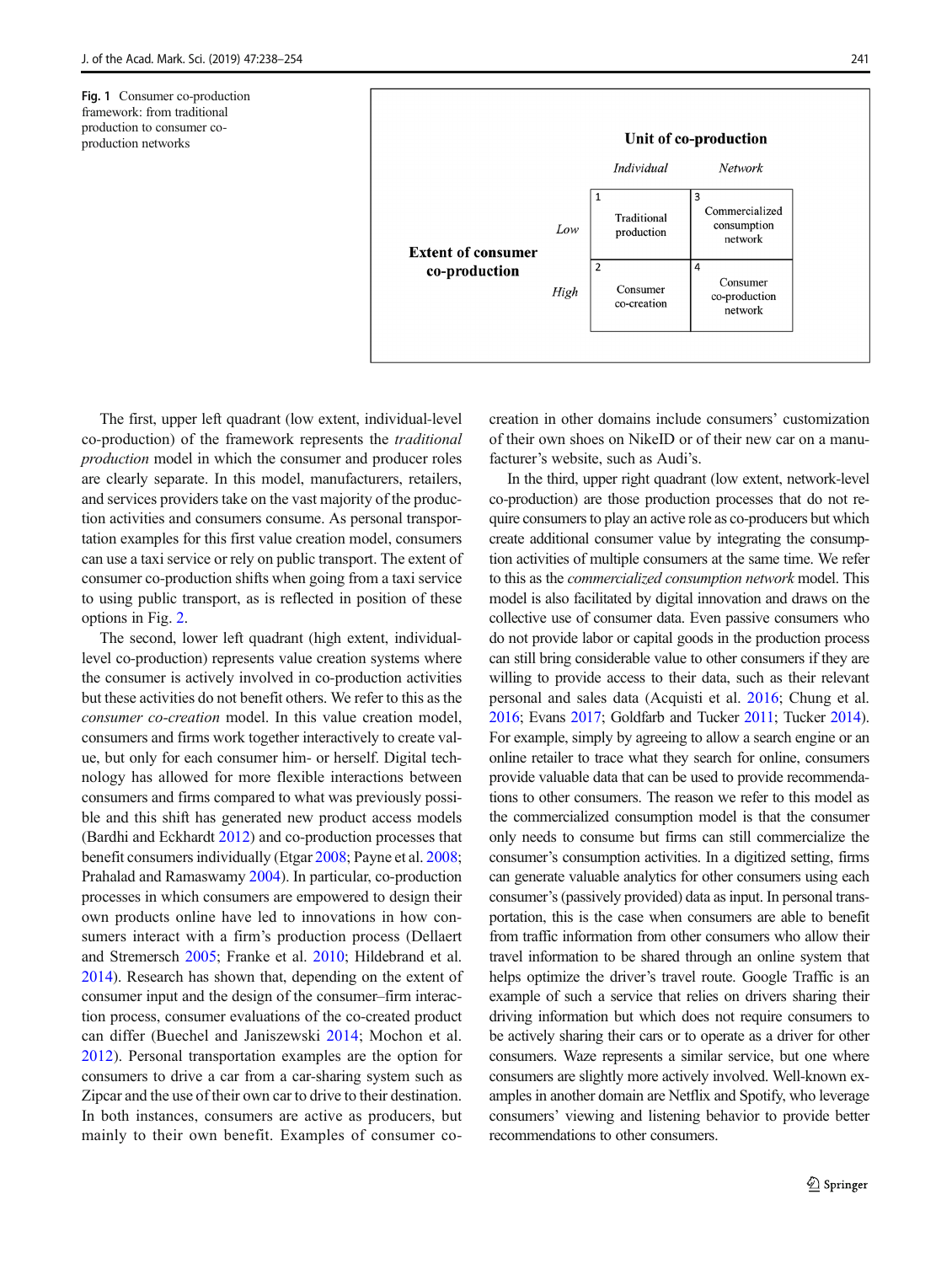**Fig. 1** Consumer co-production framework: from traditional production to consumer co-production networks

| | | Unit of co-production | |
|---|---|---|---|
| | | *Individual* | *Network* |
| **Extent of consumer co-production** | *Low* | 1 Traditional production | 3 Commercialized consumption network |
| | *High* | 2 Consumer co-creation | 4 Consumer co-production network |

The first, upper left quadrant (low extent, individual-level co-production) of the framework represents the *traditional production* model in which the consumer and producer roles are clearly separate. In this model, manufacturers, retailers, and services providers take on the vast majority of the production activities and consumers consume. As personal transportation examples for this first value creation model, consumers can use a taxi service or rely on public transport. The extent of consumer co-production shifts when going from a taxi service to using public transport, as is reflected in position of these options in Fig. 2.

The second, lower left quadrant (high extent, individual-level co-production) represents value creation systems where the consumer is actively involved in co-production activities but these activities do not benefit others. We refer to this as the *consumer co-creation* model. In this value creation model, consumers and firms work together interactively to create value, but only for each consumer him- or herself. Digital technology has allowed for more flexible interactions between consumers and firms compared to what was previously possible and this shift has generated new product access models (Bardhi and Eckhardt 2012) and co-production processes that benefit consumers individually (Etgar 2008; Payne et al. 2008; Prahalad and Ramaswamy 2004). In particular, co-production processes in which consumers are empowered to design their own products online have led to innovations in how consumers interact with a firm's production process (Dellaert and Stremersch 2005; Franke et al. 2010; Hildebrand et al. 2014). Research has shown that, depending on the extent of consumer input and the design of the consumer–firm interaction process, consumer evaluations of the co-created product can differ (Buechel and Janiszewski 2014; Mochon et al. 2012). Personal transportation examples are the option for consumers to drive a car from a car-sharing system such as Zipcar and the use of their own car to drive to their destination. In both instances, consumers are active as producers, but mainly to their own benefit. Examples of consumer co-creation in other domains include consumers' customization of their own shoes on NikeID or of their new car on a manufacturer's website, such as Audi's.

In the third, upper right quadrant (low extent, network-level co-production) are those production processes that do not require consumers to play an active role as co-producers but which create additional consumer value by integrating the consumption activities of multiple consumers at the same time. We refer to this as the *commercialized consumption network* model. This model is also facilitated by digital innovation and draws on the collective use of consumer data. Even passive consumers who do not provide labor or capital goods in the production process can still bring considerable value to other consumers if they are willing to provide access to their data, such as their relevant personal and sales data (Acquisti et al. 2016; Chung et al. 2016; Evans 2017; Goldfarb and Tucker 2011; Tucker 2014). For example, simply by agreeing to allow a search engine or an online retailer to trace what they search for online, consumers provide valuable data that can be used to provide recommendations to other consumers. The reason we refer to this model as the commercialized consumption model is that the consumer only needs to consume but firms can still commercialize the consumer's consumption activities. In a digitized setting, firms can generate valuable analytics for other consumers using each consumer's (passively provided) data as input. In personal transportation, this is the case when consumers are able to benefit from traffic information from other consumers who allow their travel information to be shared through an online system that helps optimize the driver's travel route. Google Traffic is an example of such a service that relies on drivers sharing their driving information but which does not require consumers to be actively sharing their cars or to operate as a driver for other consumers. Waze represents a similar service, but one where consumers are slightly more actively involved. Well-known examples in another domain are Netflix and Spotify, who leverage consumers' viewing and listening behavior to provide better recommendations to other consumers.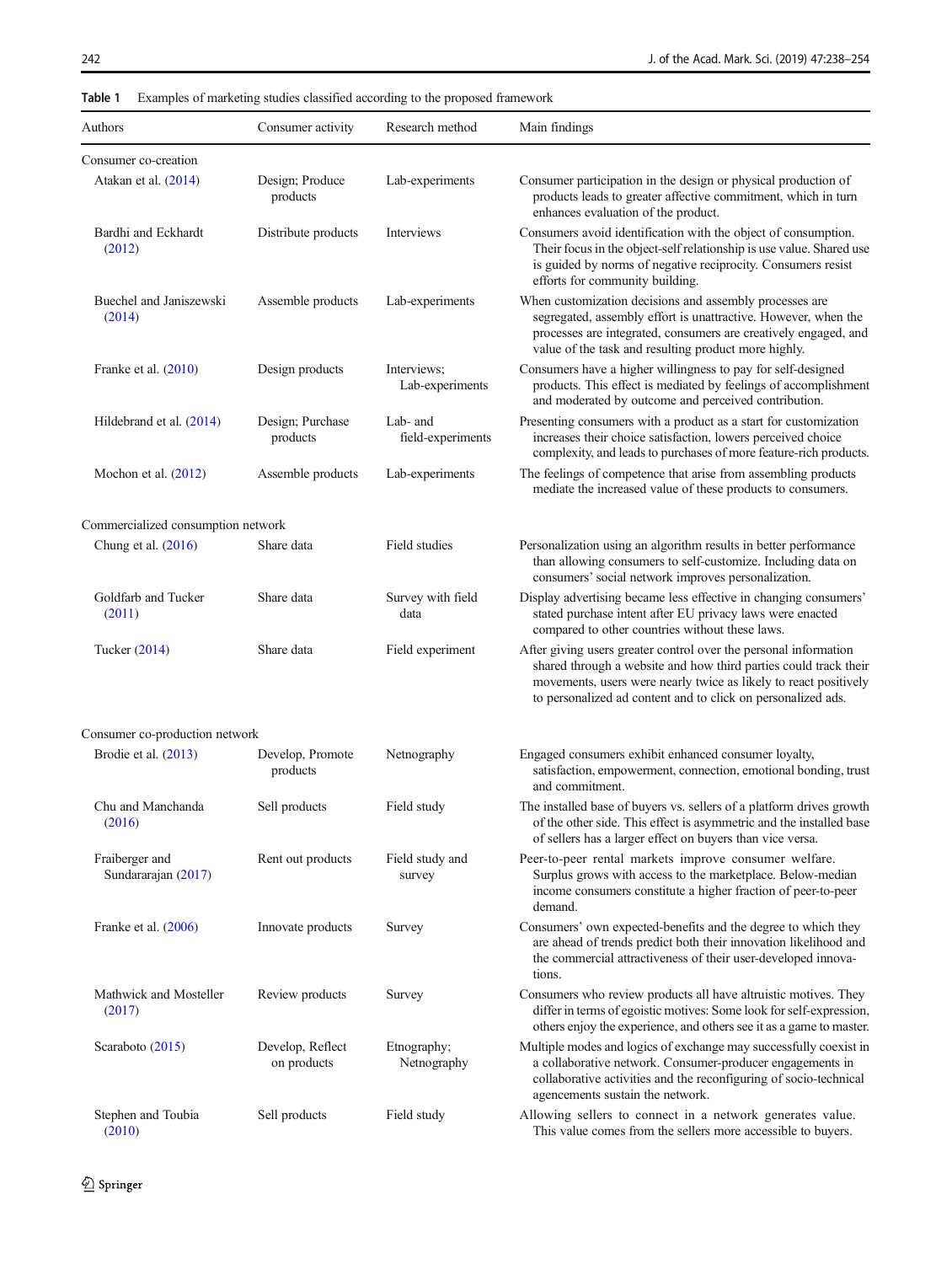**Table 1** Examples of marketing studies classified according to the proposed framework

| Authors | Consumer activity | Research method | Main findings |
|---|---|---|---|
| Consumer co-creation | | | |
| Atakan et al. (2014) | Design; Produce products | Lab-experiments | Consumer participation in the design or physical production of products leads to greater affective commitment, which in turn enhances evaluation of the product. |
| Bardhi and Eckhardt (2012) | Distribute products | Interviews | Consumers avoid identification with the object of consumption. Their focus in the object-self relationship is use value. Shared use is guided by norms of negative reciprocity. Consumers resist efforts for community building. |
| Buechel and Janiszewski (2014) | Assemble products | Lab-experiments | When customization decisions and assembly processes are segregated, assembly effort is unattractive. However, when the processes are integrated, consumers are creatively engaged, and value of the task and resulting product more highly. |
| Franke et al. (2010) | Design products | Interviews; Lab-experiments | Consumers have a higher willingness to pay for self-designed products. This effect is mediated by feelings of accomplishment and moderated by outcome and perceived contribution. |
| Hildebrand et al. (2014) | Design; Purchase products | Lab- and field-experiments | Presenting consumers with a product as a start for customization increases their choice satisfaction, lowers perceived choice complexity, and leads to purchases of more feature-rich products. |
| Mochon et al. (2012) | Assemble products | Lab-experiments | The feelings of competence that arise from assembling products mediate the increased value of these products to consumers. |
| Commercialized consumption network | | | |
| Chung et al. (2016) | Share data | Field studies | Personalization using an algorithm results in better performance than allowing consumers to self-customize. Including data on consumers' social network improves personalization. |
| Goldfarb and Tucker (2011) | Share data | Survey with field data | Display advertising became less effective in changing consumers' stated purchase intent after EU privacy laws were enacted compared to other countries without these laws. |
| Tucker (2014) | Share data | Field experiment | After giving users greater control over the personal information shared through a website and how third parties could track their movements, users were nearly twice as likely to react positively to personalized ad content and to click on personalized ads. |
| Consumer co-production network | | | |
| Brodie et al. (2013) | Develop, Promote products | Netnography | Engaged consumers exhibit enhanced consumer loyalty, satisfaction, empowerment, connection, emotional bonding, trust and commitment. |
| Chu and Manchanda (2016) | Sell products | Field study | The installed base of buyers vs. sellers of a platform drives growth of the other side. This effect is asymmetric and the installed base of sellers has a larger effect on buyers than vice versa. |
| Fraiberger and Sundararajan (2017) | Rent out products | Field study and survey | Peer-to-peer rental markets improve consumer welfare. Surplus grows with access to the marketplace. Below-median income consumers constitute a higher fraction of peer-to-peer demand. |
| Franke et al. (2006) | Innovate products | Survey | Consumers' own expected-benefits and the degree to which they are ahead of trends predict both their innovation likelihood and the commercial attractiveness of their user-developed innovations. |
| Mathwick and Mosteller (2017) | Review products | Survey | Consumers who review products all have altruistic motives. They differ in terms of egoistic motives: Some look for self-expression, others enjoy the experience, and others see it as a game to master. |
| Scaraboto (2015) | Develop, Reflect on products | Etnography; Netnography | Multiple modes and logics of exchange may successfully coexist in a collaborative network. Consumer-producer engagements in collaborative activities and the reconfiguring of socio-technical agencements sustain the network. |
| Stephen and Toubia (2010) | Sell products | Field study | Allowing sellers to connect in a network generates value. This value comes from the sellers more accessible to buyers. |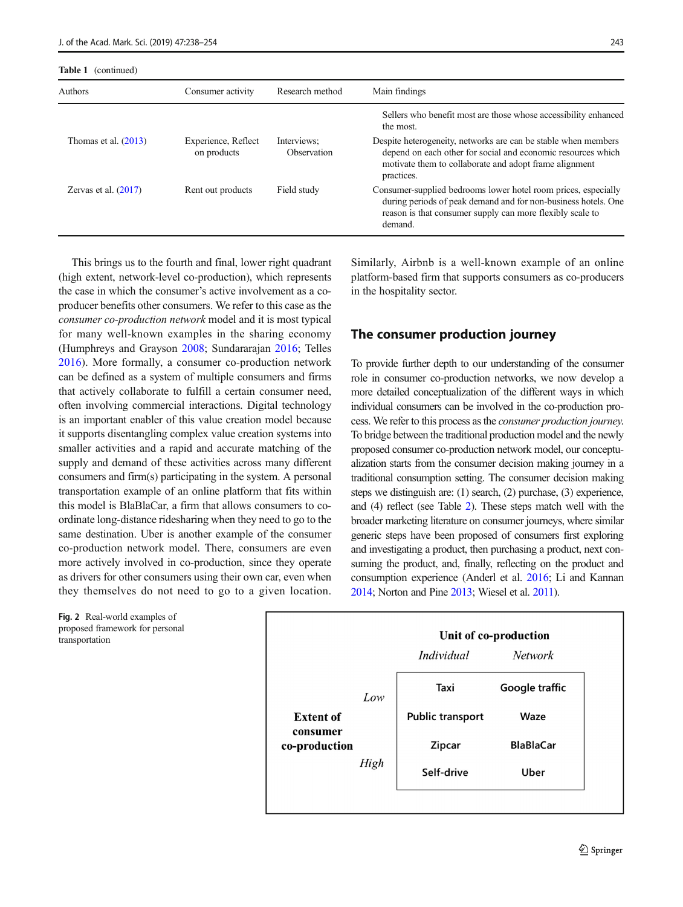**Table 1** (continued)

| Authors | Consumer activity | Research method | Main findings |
|---|---|---|---|
| | | | Sellers who benefit most are those whose accessibility enhanced the most. |
| Thomas et al. (2013) | Experience, Reflect on products | Interviews; Observation | Despite heterogeneity, networks are can be stable when members depend on each other for social and economic resources which motivate them to collaborate and adopt frame alignment practices. |
| Zervas et al. (2017) | Rent out products | Field study | Consumer-supplied bedrooms lower hotel room prices, especially during periods of peak demand and for non-business hotels. One reason is that consumer supply can more flexibly scale to demand. |

This brings us to the fourth and final, lower right quadrant (high extent, network-level co-production), which represents the case in which the consumer's active involvement as a co-producer benefits other consumers. We refer to this case as the *consumer co-production network* model and it is most typical for many well-known examples in the sharing economy (Humphreys and Grayson 2008; Sundararajan 2016; Telles 2016). More formally, a consumer co-production network can be defined as a system of multiple consumers and firms that actively collaborate to fulfill a certain consumer need, often involving commercial interactions. Digital technology is an important enabler of this value creation model because it supports disentangling complex value creation systems into smaller activities and a rapid and accurate matching of the supply and demand of these activities across many different consumers and firm(s) participating in the system. A personal transportation example of an online platform that fits within this model is BlaBlaCar, a firm that allows consumers to coordinate long-distance ridesharing when they need to go to the same destination. Uber is another example of the consumer co-production network model. There, consumers are even more actively involved in co-production, since they operate as drivers for other consumers using their own car, even when they themselves do not need to go to a given location. Similarly, Airbnb is a well-known example of an online platform-based firm that supports consumers as co-producers in the hospitality sector.

**Fig. 2** Real-world examples of proposed framework for personal transportation

| | | **Unit of co-production** | |
|---|---|---|---|
| | | *Individual* | *Network* |
| **Extent of consumer co-production** | *Low* | Taxi | Google traffic |
| | | Public transport | Waze |
| | | Zipcar | BlaBlaCar |
| | *High* | Self-drive | Uber |

## The consumer production journey

To provide further depth to our understanding of the consumer role in consumer co-production networks, we now develop a more detailed conceptualization of the different ways in which individual consumers can be involved in the co-production process. We refer to this process as the *consumer production journey*. To bridge between the traditional production model and the newly proposed consumer co-production network model, our conceptualization starts from the consumer decision making journey in a traditional consumption setting. The consumer decision making steps we distinguish are: (1) search, (2) purchase, (3) experience, and (4) reflect (see Table 2). These steps match well with the broader marketing literature on consumer journeys, where similar generic steps have been proposed of consumers first exploring and investigating a product, then purchasing a product, next consuming the product, and, finally, reflecting on the product and consumption experience (Anderl et al. 2016; Li and Kannan 2014; Norton and Pine 2013; Wiesel et al. 2011).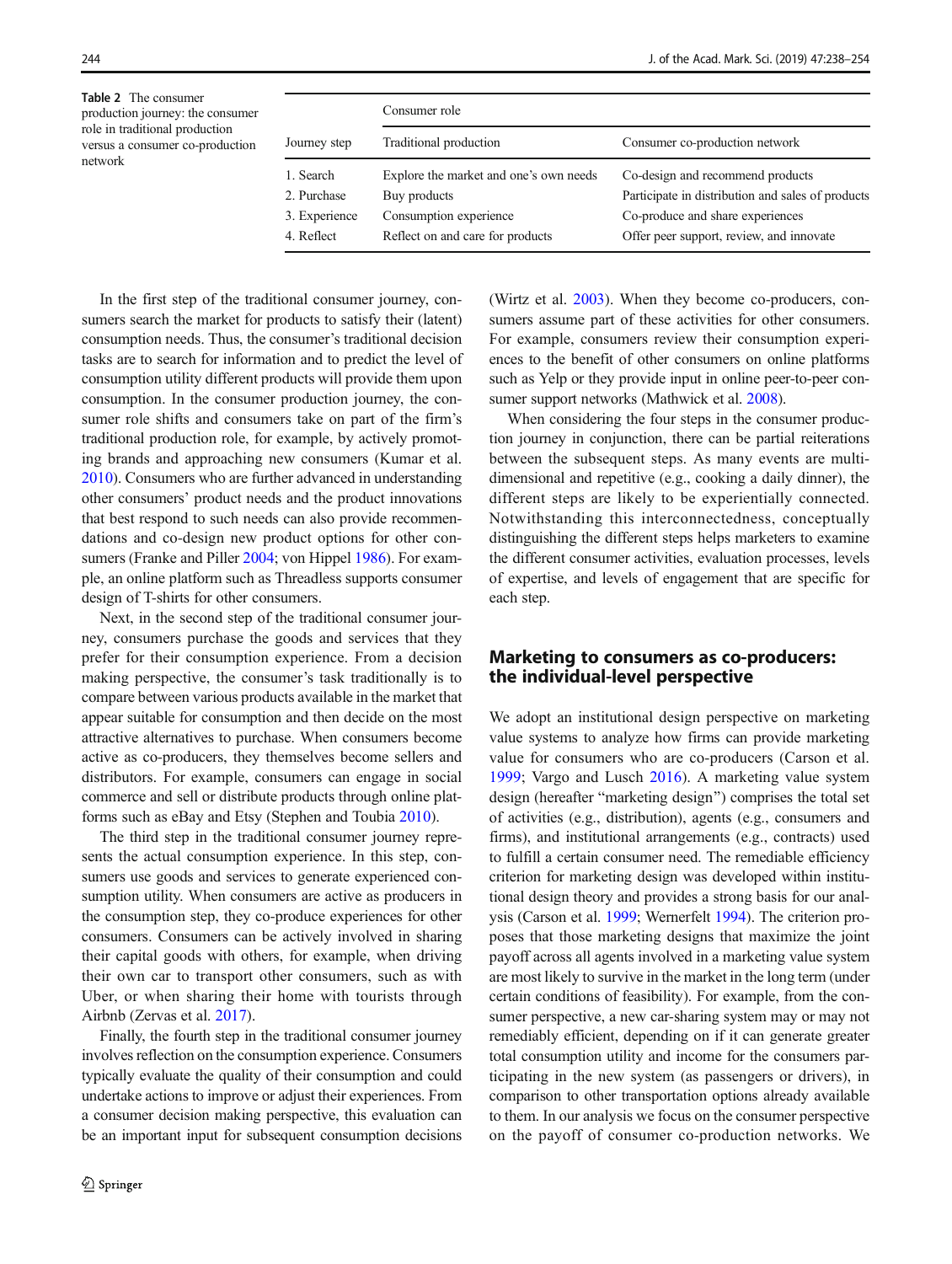**Table 2** The consumer production journey: the consumer role in traditional production versus a consumer co-production network

| Journey step | Consumer role | |
|---|---|---|
| | Traditional production | Consumer co-production network |
| 1. Search | Explore the market and one's own needs | Co-design and recommend products |
| 2. Purchase | Buy products | Participate in distribution and sales of products |
| 3. Experience | Consumption experience | Co-produce and share experiences |
| 4. Reflect | Reflect on and care for products | Offer peer support, review, and innovate |

In the first step of the traditional consumer journey, consumers search the market for products to satisfy their (latent) consumption needs. Thus, the consumer's traditional decision tasks are to search for information and to predict the level of consumption utility different products will provide them upon consumption. In the consumer production journey, the consumer role shifts and consumers take on part of the firm's traditional production role, for example, by actively promoting brands and approaching new consumers (Kumar et al. 2010). Consumers who are further advanced in understanding other consumers' product needs and the product innovations that best respond to such needs can also provide recommendations and co-design new product options for other consumers (Franke and Piller 2004; von Hippel 1986). For example, an online platform such as Threadless supports consumer design of T-shirts for other consumers.

Next, in the second step of the traditional consumer journey, consumers purchase the goods and services that they prefer for their consumption experience. From a decision making perspective, the consumer's task traditionally is to compare between various products available in the market that appear suitable for consumption and then decide on the most attractive alternatives to purchase. When consumers become active as co-producers, they themselves become sellers and distributors. For example, consumers can engage in social commerce and sell or distribute products through online platforms such as eBay and Etsy (Stephen and Toubia 2010).

The third step in the traditional consumer journey represents the actual consumption experience. In this step, consumers use goods and services to generate experienced consumption utility. When consumers are active as producers in the consumption step, they co-produce experiences for other consumers. Consumers can be actively involved in sharing their capital goods with others, for example, when driving their own car to transport other consumers, such as with Uber, or when sharing their home with tourists through Airbnb (Zervas et al. 2017).

Finally, the fourth step in the traditional consumer journey involves reflection on the consumption experience. Consumers typically evaluate the quality of their consumption and could undertake actions to improve or adjust their experiences. From a consumer decision making perspective, this evaluation can be an important input for subsequent consumption decisions (Wirtz et al. 2003). When they become co-producers, consumers assume part of these activities for other consumers. For example, consumers review their consumption experiences to the benefit of other consumers on online platforms such as Yelp or they provide input in online peer-to-peer consumer support networks (Mathwick et al. 2008).

When considering the four steps in the consumer production journey in conjunction, there can be partial reiterations between the subsequent steps. As many events are multidimensional and repetitive (e.g., cooking a daily dinner), the different steps are likely to be experientially connected. Notwithstanding this interconnectedness, conceptually distinguishing the different steps helps marketers to examine the different consumer activities, evaluation processes, levels of expertise, and levels of engagement that are specific for each step.

## Marketing to consumers as co-producers: the individual-level perspective

We adopt an institutional design perspective on marketing value systems to analyze how firms can provide marketing value for consumers who are co-producers (Carson et al. 1999; Vargo and Lusch 2016). A marketing value system design (hereafter "marketing design") comprises the total set of activities (e.g., distribution), agents (e.g., consumers and firms), and institutional arrangements (e.g., contracts) used to fulfill a certain consumer need. The remediable efficiency criterion for marketing design was developed within institutional design theory and provides a strong basis for our analysis (Carson et al. 1999; Wernerfelt 1994). The criterion proposes that those marketing designs that maximize the joint payoff across all agents involved in a marketing value system are most likely to survive in the market in the long term (under certain conditions of feasibility). For example, from the consumer perspective, a new car-sharing system may or may not remediably efficient, depending on if it can generate greater total consumption utility and income for the consumers participating in the new system (as passengers or drivers), in comparison to other transportation options already available to them. In our analysis we focus on the consumer perspective on the payoff of consumer co-production networks. We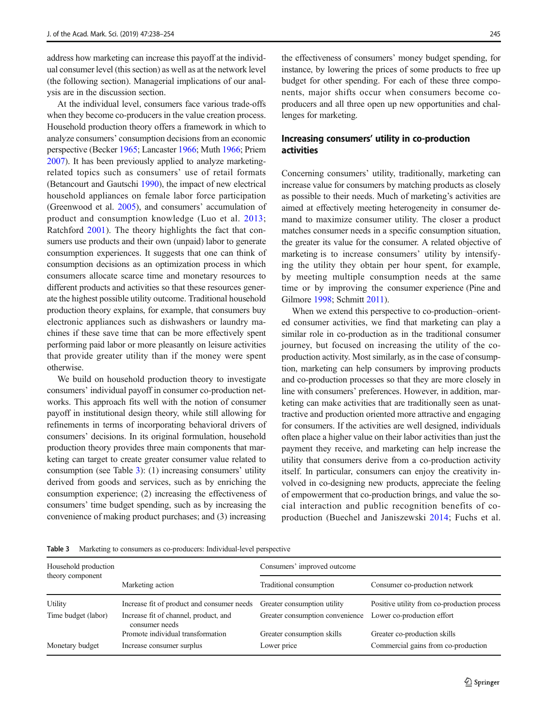address how marketing can increase this payoff at the individual consumer level (this section) as well as at the network level (the following section). Managerial implications of our analysis are in the discussion section.

At the individual level, consumers face various trade-offs when they become co-producers in the value creation process. Household production theory offers a framework in which to analyze consumers' consumption decisions from an economic perspective (Becker 1965; Lancaster 1966; Muth 1966; Priem 2007). It has been previously applied to analyze marketing-related topics such as consumers' use of retail formats (Betancourt and Gautschi 1990), the impact of new electrical household appliances on female labor force participation (Greenwood et al. 2005), and consumers' accumulation of product and consumption knowledge (Luo et al. 2013; Ratchford 2001). The theory highlights the fact that consumers use products and their own (unpaid) labor to generate consumption experiences. It suggests that one can think of consumption decisions as an optimization process in which consumers allocate scarce time and monetary resources to different products and activities so that these resources generate the highest possible utility outcome. Traditional household production theory explains, for example, that consumers buy electronic appliances such as dishwashers or laundry machines if these save time that can be more effectively spent performing paid labor or more pleasantly on leisure activities that provide greater utility than if the money were spent otherwise.

We build on household production theory to investigate consumers' individual payoff in consumer co-production networks. This approach fits well with the notion of consumer payoff in institutional design theory, while still allowing for refinements in terms of incorporating behavioral drivers of consumers' decisions. In its original formulation, household production theory provides three main components that marketing can target to create greater consumer value related to consumption (see Table 3): (1) increasing consumers' utility derived from goods and services, such as by enriching the consumption experience; (2) increasing the effectiveness of consumers' time budget spending, such as by increasing the convenience of making product purchases; and (3) increasing the effectiveness of consumers' money budget spending, for instance, by lowering the prices of some products to free up budget for other spending. For each of these three components, major shifts occur when consumers become co-producers and all three open up new opportunities and challenges for marketing.

## Increasing consumers' utility in co-production activities

Concerning consumers' utility, traditionally, marketing can increase value for consumers by matching products as closely as possible to their needs. Much of marketing's activities are aimed at effectively meeting heterogeneity in consumer demand to maximize consumer utility. The closer a product matches consumer needs in a specific consumption situation, the greater its value for the consumer. A related objective of marketing is to increase consumers' utility by intensifying the utility they obtain per hour spent, for example, by meeting multiple consumption needs at the same time or by improving the consumer experience (Pine and Gilmore 1998; Schmitt 2011).

When we extend this perspective to co-production–oriented consumer activities, we find that marketing can play a similar role in co-production as in the traditional consumer journey, but focused on increasing the utility of the co-production activity. Most similarly, as in the case of consumption, marketing can help consumers by improving products and co-production processes so that they are more closely in line with consumers' preferences. However, in addition, marketing can make activities that are traditionally seen as unattractive and production oriented more attractive and engaging for consumers. If the activities are well designed, individuals often place a higher value on their labor activities than just the payment they receive, and marketing can help increase the utility that consumers derive from a co-production activity itself. In particular, consumers can enjoy the creativity involved in co-designing new products, appreciate the feeling of empowerment that co-production brings, and value the social interaction and public recognition benefits of co-production (Buechel and Janiszewski 2014; Fuchs et al.

**Table 3** Marketing to consumers as co-producers: Individual-level perspective

| Household production theory component | Marketing action | Consumers' improved outcome | |
|---|---|---|---|
| | | Traditional consumption | Consumer co-production network |
| Utility | Increase fit of product and consumer needs | Greater consumption utility | Positive utility from co-production process |
| Time budget (labor) | Increase fit of channel, product, and consumer needs | Greater consumption convenience | Lower co-production effort |
| | Promote individual transformation | Greater consumption skills | Greater co-production skills |
| Monetary budget | Increase consumer surplus | Lower price | Commercial gains from co-production |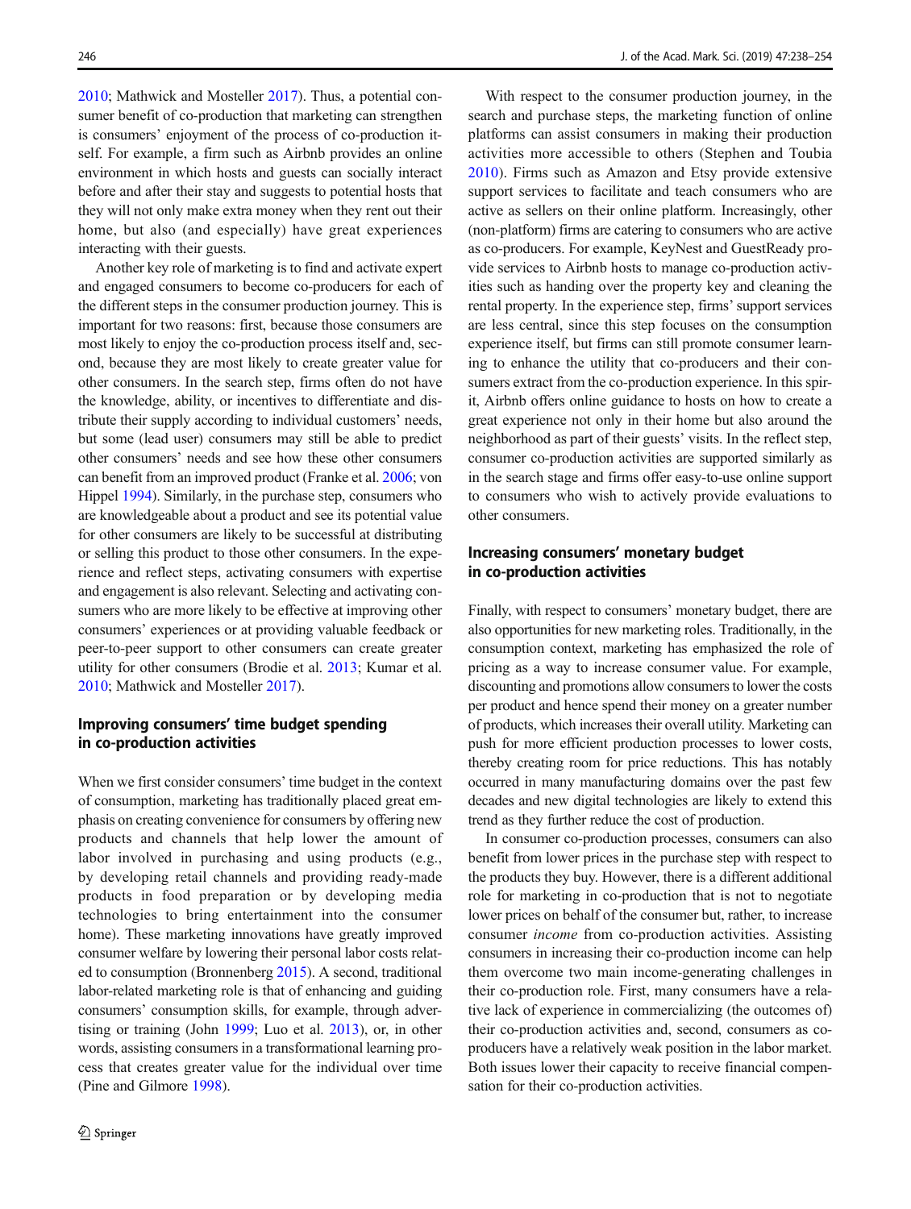2010; Mathwick and Mosteller 2017). Thus, a potential consumer benefit of co-production that marketing can strengthen is consumers' enjoyment of the process of co-production itself. For example, a firm such as Airbnb provides an online environment in which hosts and guests can socially interact before and after their stay and suggests to potential hosts that they will not only make extra money when they rent out their home, but also (and especially) have great experiences interacting with their guests.

Another key role of marketing is to find and activate expert and engaged consumers to become co-producers for each of the different steps in the consumer production journey. This is important for two reasons: first, because those consumers are most likely to enjoy the co-production process itself and, second, because they are most likely to create greater value for other consumers. In the search step, firms often do not have the knowledge, ability, or incentives to differentiate and distribute their supply according to individual customers' needs, but some (lead user) consumers may still be able to predict other consumers' needs and see how these other consumers can benefit from an improved product (Franke et al. 2006; von Hippel 1994). Similarly, in the purchase step, consumers who are knowledgeable about a product and see its potential value for other consumers are likely to be successful at distributing or selling this product to those other consumers. In the experience and reflect steps, activating consumers with expertise and engagement is also relevant. Selecting and activating consumers who are more likely to be effective at improving other consumers' experiences or at providing valuable feedback or peer-to-peer support to other consumers can create greater utility for other consumers (Brodie et al. 2013; Kumar et al. 2010; Mathwick and Mosteller 2017).

## Improving consumers' time budget spending in co-production activities

When we first consider consumers' time budget in the context of consumption, marketing has traditionally placed great emphasis on creating convenience for consumers by offering new products and channels that help lower the amount of labor involved in purchasing and using products (e.g., by developing retail channels and providing ready-made products in food preparation or by developing media technologies to bring entertainment into the consumer home). These marketing innovations have greatly improved consumer welfare by lowering their personal labor costs related to consumption (Bronnenberg 2015). A second, traditional labor-related marketing role is that of enhancing and guiding consumers' consumption skills, for example, through advertising or training (John 1999; Luo et al. 2013), or, in other words, assisting consumers in a transformational learning process that creates greater value for the individual over time (Pine and Gilmore 1998).

With respect to the consumer production journey, in the search and purchase steps, the marketing function of online platforms can assist consumers in making their production activities more accessible to others (Stephen and Toubia 2010). Firms such as Amazon and Etsy provide extensive support services to facilitate and teach consumers who are active as sellers on their online platform. Increasingly, other (non-platform) firms are catering to consumers who are active as co-producers. For example, KeyNest and GuestReady provide services to Airbnb hosts to manage co-production activities such as handing over the property key and cleaning the rental property. In the experience step, firms' support services are less central, since this step focuses on the consumption experience itself, but firms can still promote consumer learning to enhance the utility that co-producers and their consumers extract from the co-production experience. In this spirit, Airbnb offers online guidance to hosts on how to create a great experience not only in their home but also around the neighborhood as part of their guests' visits. In the reflect step, consumer co-production activities are supported similarly as in the search stage and firms offer easy-to-use online support to consumers who wish to actively provide evaluations to other consumers.

## Increasing consumers' monetary budget in co-production activities

Finally, with respect to consumers' monetary budget, there are also opportunities for new marketing roles. Traditionally, in the consumption context, marketing has emphasized the role of pricing as a way to increase consumer value. For example, discounting and promotions allow consumers to lower the costs per product and hence spend their money on a greater number of products, which increases their overall utility. Marketing can push for more efficient production processes to lower costs, thereby creating room for price reductions. This has notably occurred in many manufacturing domains over the past few decades and new digital technologies are likely to extend this trend as they further reduce the cost of production.

In consumer co-production processes, consumers can also benefit from lower prices in the purchase step with respect to the products they buy. However, there is a different additional role for marketing in co-production that is not to negotiate lower prices on behalf of the consumer but, rather, to increase consumer *income* from co-production activities. Assisting consumers in increasing their co-production income can help them overcome two main income-generating challenges in their co-production role. First, many consumers have a relative lack of experience in commercializing (the outcomes of) their co-production activities and, second, consumers as co-producers have a relatively weak position in the labor market. Both issues lower their capacity to receive financial compensation for their co-production activities.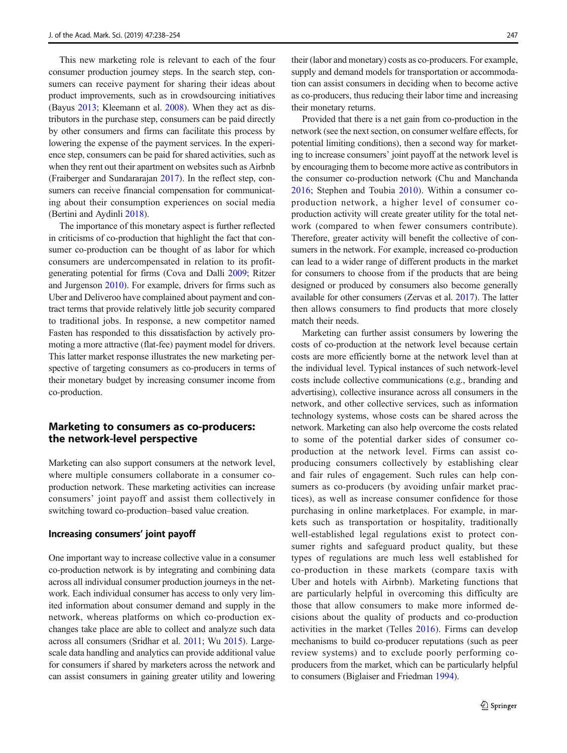This new marketing role is relevant to each of the four consumer production journey steps. In the search step, consumers can receive payment for sharing their ideas about product improvements, such as in crowdsourcing initiatives (Bayus 2013; Kleemann et al. 2008). When they act as distributors in the purchase step, consumers can be paid directly by other consumers and firms can facilitate this process by lowering the expense of the payment services. In the experience step, consumers can be paid for shared activities, such as when they rent out their apartment on websites such as Airbnb (Fraiberger and Sundararajan 2017). In the reflect step, consumers can receive financial compensation for communicating about their consumption experiences on social media (Bertini and Aydinli 2018).

The importance of this monetary aspect is further reflected in criticisms of co-production that highlight the fact that consumer co-production can be thought of as labor for which consumers are undercompensated in relation to its profit-generating potential for firms (Cova and Dalli 2009; Ritzer and Jurgenson 2010). For example, drivers for firms such as Uber and Deliveroo have complained about payment and contract terms that provide relatively little job security compared to traditional jobs. In response, a new competitor named Fasten has responded to this dissatisfaction by actively promoting a more attractive (flat-fee) payment model for drivers. This latter market response illustrates the new marketing perspective of targeting consumers as co-producers in terms of their monetary budget by increasing consumer income from co-production.

## Marketing to consumers as co-producers: the network-level perspective

Marketing can also support consumers at the network level, where multiple consumers collaborate in a consumer co-production network. These marketing activities can increase consumers' joint payoff and assist them collectively in switching toward co-production–based value creation.

### Increasing consumers' joint payoff

One important way to increase collective value in a consumer co-production network is by integrating and combining data across all individual consumer production journeys in the network. Each individual consumer has access to only very limited information about consumer demand and supply in the network, whereas platforms on which co-production exchanges take place are able to collect and analyze such data across all consumers (Sridhar et al. 2011; Wu 2015). Large-scale data handling and analytics can provide additional value for consumers if shared by marketers across the network and can assist consumers in gaining greater utility and lowering their (labor and monetary) costs as co-producers. For example, supply and demand models for transportation or accommodation can assist consumers in deciding when to become active as co-producers, thus reducing their labor time and increasing their monetary returns.

Provided that there is a net gain from co-production in the network (see the next section, on consumer welfare effects, for potential limiting conditions), then a second way for marketing to increase consumers' joint payoff at the network level is by encouraging them to become more active as contributors in the consumer co-production network (Chu and Manchanda 2016; Stephen and Toubia 2010). Within a consumer co-production network, a higher level of consumer co-production activity will create greater utility for the total network (compared to when fewer consumers contribute). Therefore, greater activity will benefit the collective of consumers in the network. For example, increased co-production can lead to a wider range of different products in the market for consumers to choose from if the products that are being designed or produced by consumers also become generally available for other consumers (Zervas et al. 2017). The latter then allows consumers to find products that more closely match their needs.

Marketing can further assist consumers by lowering the costs of co-production at the network level because certain costs are more efficiently borne at the network level than at the individual level. Typical instances of such network-level costs include collective communications (e.g., branding and advertising), collective insurance across all consumers in the network, and other collective services, such as information technology systems, whose costs can be shared across the network. Marketing can also help overcome the costs related to some of the potential darker sides of consumer co-production at the network level. Firms can assist co-producing consumers collectively by establishing clear and fair rules of engagement. Such rules can help consumers as co-producers (by avoiding unfair market practices), as well as increase consumer confidence for those purchasing in online marketplaces. For example, in markets such as transportation or hospitality, traditionally well-established legal regulations exist to protect consumer rights and safeguard product quality, but these types of regulations are much less well established for co-production in these markets (compare taxis with Uber and hotels with Airbnb). Marketing functions that are particularly helpful in overcoming this difficulty are those that allow consumers to make more informed decisions about the quality of products and co-production activities in the market (Telles 2016). Firms can develop mechanisms to build co-producer reputations (such as peer review systems) and to exclude poorly performing co-producers from the market, which can be particularly helpful to consumers (Biglaiser and Friedman 1994).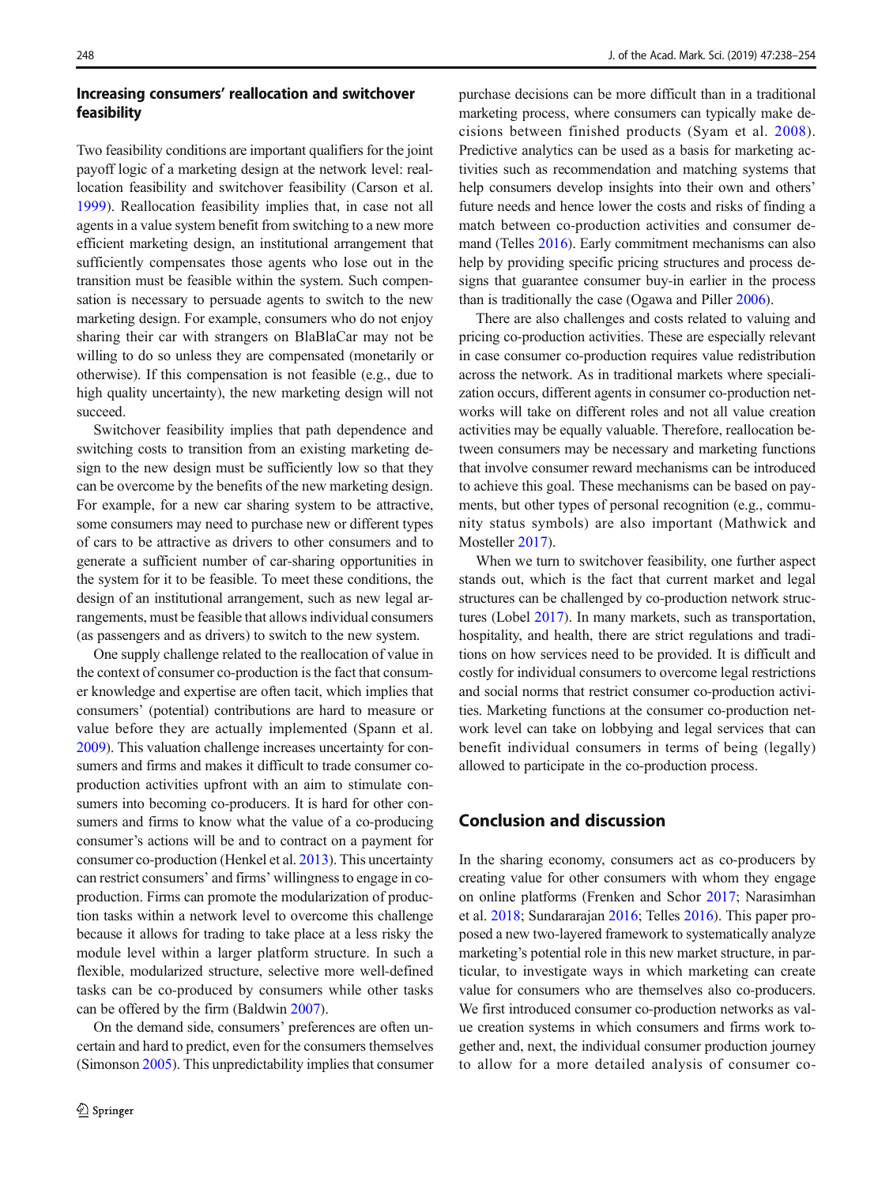### Increasing consumers' reallocation and switchover feasibility

Two feasibility conditions are important qualifiers for the joint payoff logic of a marketing design at the network level: reallocation feasibility and switchover feasibility (Carson et al. 1999). Reallocation feasibility implies that, in case not all agents in a value system benefit from switching to a new more efficient marketing design, an institutional arrangement that sufficiently compensates those agents who lose out in the transition must be feasible within the system. Such compensation is necessary to persuade agents to switch to the new marketing design. For example, consumers who do not enjoy sharing their car with strangers on BlaBlaCar may not be willing to do so unless they are compensated (monetarily or otherwise). If this compensation is not feasible (e.g., due to high quality uncertainty), the new marketing design will not succeed.

Switchover feasibility implies that path dependence and switching costs to transition from an existing marketing design to the new design must be sufficiently low so that they can be overcome by the benefits of the new marketing design. For example, for a new car sharing system to be attractive, some consumers may need to purchase new or different types of cars to be attractive as drivers to other consumers and to generate a sufficient number of car-sharing opportunities in the system for it to be feasible. To meet these conditions, the design of an institutional arrangement, such as new legal arrangements, must be feasible that allows individual consumers (as passengers and as drivers) to switch to the new system.

One supply challenge related to the reallocation of value in the context of consumer co-production is the fact that consumer knowledge and expertise are often tacit, which implies that consumers' (potential) contributions are hard to measure or value before they are actually implemented (Spann et al. 2009). This valuation challenge increases uncertainty for consumers and firms and makes it difficult to trade consumer co-production activities upfront with an aim to stimulate consumers into becoming co-producers. It is hard for other consumers and firms to know what the value of a co-producing consumer's actions will be and to contract on a payment for consumer co-production (Henkel et al. 2013). This uncertainty can restrict consumers' and firms' willingness to engage in co-production. Firms can promote the modularization of production tasks within a network level to overcome this challenge because it allows for trading to take place at a less risky the module level within a larger platform structure. In such a flexible, modularized structure, selective more well-defined tasks can be co-produced by consumers while other tasks can be offered by the firm (Baldwin 2007).

On the demand side, consumers' preferences are often uncertain and hard to predict, even for the consumers themselves (Simonson 2005). This unpredictability implies that consumer purchase decisions can be more difficult than in a traditional marketing process, where consumers can typically make decisions between finished products (Syam et al. 2008). Predictive analytics can be used as a basis for marketing activities such as recommendation and matching systems that help consumers develop insights into their own and others' future needs and hence lower the costs and risks of finding a match between co-production activities and consumer demand (Telles 2016). Early commitment mechanisms can also help by providing specific pricing structures and process designs that guarantee consumer buy-in earlier in the process than is traditionally the case (Ogawa and Piller 2006).

There are also challenges and costs related to valuing and pricing co-production activities. These are especially relevant in case consumer co-production requires value redistribution across the network. As in traditional markets where specialization occurs, different agents in consumer co-production networks will take on different roles and not all value creation activities may be equally valuable. Therefore, reallocation between consumers may be necessary and marketing functions that involve consumer reward mechanisms can be introduced to achieve this goal. These mechanisms can be based on payments, but other types of personal recognition (e.g., community status symbols) are also important (Mathwick and Mosteller 2017).

When we turn to switchover feasibility, one further aspect stands out, which is the fact that current market and legal structures can be challenged by co-production network structures (Lobel 2017). In many markets, such as transportation, hospitality, and health, there are strict regulations and traditions on how services need to be provided. It is difficult and costly for individual consumers to overcome legal restrictions and social norms that restrict consumer co-production activities. Marketing functions at the consumer co-production network level can take on lobbying and legal services that can benefit individual consumers in terms of being (legally) allowed to participate in the co-production process.

## Conclusion and discussion

In the sharing economy, consumers act as co-producers by creating value for other consumers with whom they engage on online platforms (Frenken and Schor 2017; Narasimhan et al. 2018; Sundararajan 2016; Telles 2016). This paper proposed a new two-layered framework to systematically analyze marketing's potential role in this new market structure, in particular, to investigate ways in which marketing can create value for consumers who are themselves also co-producers. We first introduced consumer co-production networks as value creation systems in which consumers and firms work together and, next, the individual consumer production journey to allow for a more detailed analysis of consumer co-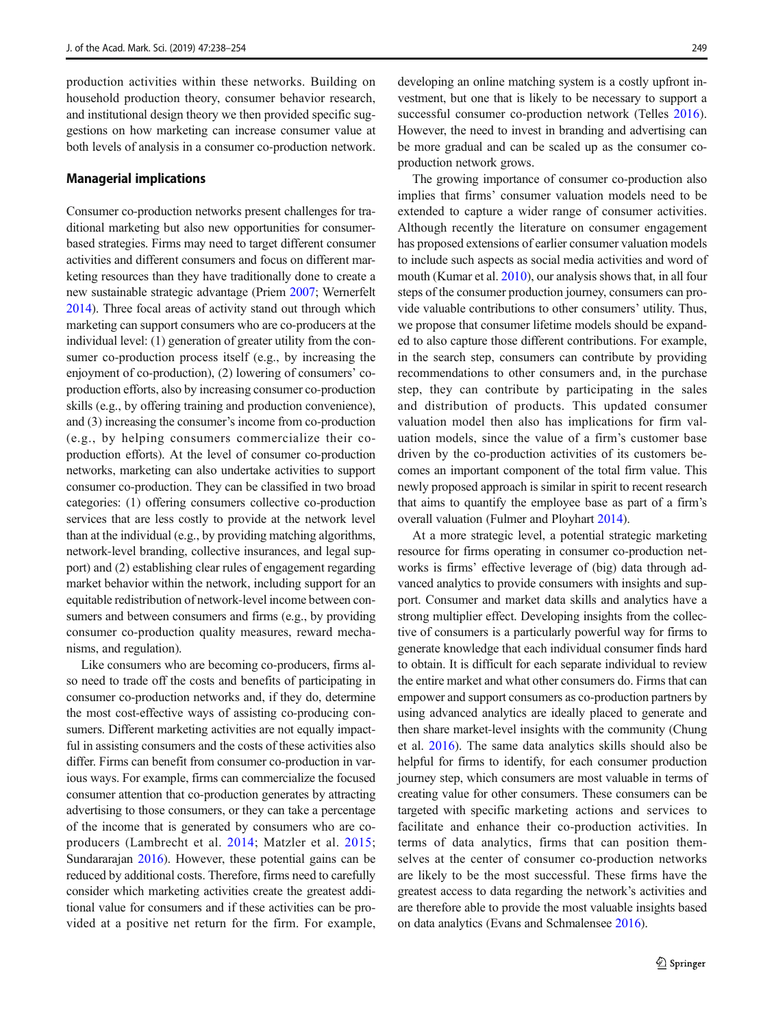production activities within these networks. Building on household production theory, consumer behavior research, and institutional design theory we then provided specific suggestions on how marketing can increase consumer value at both levels of analysis in a consumer co-production network.

## Managerial implications

Consumer co-production networks present challenges for traditional marketing but also new opportunities for consumer-based strategies. Firms may need to target different consumer activities and different consumers and focus on different marketing resources than they have traditionally done to create a new sustainable strategic advantage (Priem 2007; Wernerfelt 2014). Three focal areas of activity stand out through which marketing can support consumers who are co-producers at the individual level: (1) generation of greater utility from the consumer co-production process itself (e.g., by increasing the enjoyment of co-production), (2) lowering of consumers' co-production efforts, also by increasing consumer co-production skills (e.g., by offering training and production convenience), and (3) increasing the consumer's income from co-production (e.g., by helping consumers commercialize their co-production efforts). At the level of consumer co-production networks, marketing can also undertake activities to support consumer co-production. They can be classified in two broad categories: (1) offering consumers collective co-production services that are less costly to provide at the network level than at the individual (e.g., by providing matching algorithms, network-level branding, collective insurances, and legal support) and (2) establishing clear rules of engagement regarding market behavior within the network, including support for an equitable redistribution of network-level income between consumers and between consumers and firms (e.g., by providing consumer co-production quality measures, reward mechanisms, and regulation).

Like consumers who are becoming co-producers, firms also need to trade off the costs and benefits of participating in consumer co-production networks and, if they do, determine the most cost-effective ways of assisting co-producing consumers. Different marketing activities are not equally impactful in assisting consumers and the costs of these activities also differ. Firms can benefit from consumer co-production in various ways. For example, firms can commercialize the focused consumer attention that co-production generates by attracting advertising to those consumers, or they can take a percentage of the income that is generated by consumers who are co-producers (Lambrecht et al. 2014; Matzler et al. 2015; Sundararajan 2016). However, these potential gains can be reduced by additional costs. Therefore, firms need to carefully consider which marketing activities create the greatest additional value for consumers and if these activities can be provided at a positive net return for the firm. For example, developing an online matching system is a costly upfront investment, but one that is likely to be necessary to support a successful consumer co-production network (Telles 2016). However, the need to invest in branding and advertising can be more gradual and can be scaled up as the consumer co-production network grows.

The growing importance of consumer co-production also implies that firms' consumer valuation models need to be extended to capture a wider range of consumer activities. Although recently the literature on consumer engagement has proposed extensions of earlier consumer valuation models to include such aspects as social media activities and word of mouth (Kumar et al. 2010), our analysis shows that, in all four steps of the consumer production journey, consumers can provide valuable contributions to other consumers' utility. Thus, we propose that consumer lifetime models should be expanded to also capture those different contributions. For example, in the search step, consumers can contribute by providing recommendations to other consumers and, in the purchase step, they can contribute by participating in the sales and distribution of products. This updated consumer valuation model then also has implications for firm valuation models, since the value of a firm's customer base driven by the co-production activities of its customers becomes an important component of the total firm value. This newly proposed approach is similar in spirit to recent research that aims to quantify the employee base as part of a firm's overall valuation (Fulmer and Ployhart 2014).

At a more strategic level, a potential strategic marketing resource for firms operating in consumer co-production networks is firms' effective leverage of (big) data through advanced analytics to provide consumers with insights and support. Consumer and market data skills and analytics have a strong multiplier effect. Developing insights from the collective of consumers is a particularly powerful way for firms to generate knowledge that each individual consumer finds hard to obtain. It is difficult for each separate individual to review the entire market and what other consumers do. Firms that can empower and support consumers as co-production partners by using advanced analytics are ideally placed to generate and then share market-level insights with the community (Chung et al. 2016). The same data analytics skills should also be helpful for firms to identify, for each consumer production journey step, which consumers are most valuable in terms of creating value for other consumers. These consumers can be targeted with specific marketing actions and services to facilitate and enhance their co-production activities. In terms of data analytics, firms that can position themselves at the center of consumer co-production networks are likely to be the most successful. These firms have the greatest access to data regarding the network's activities and are therefore able to provide the most valuable insights based on data analytics (Evans and Schmalensee 2016).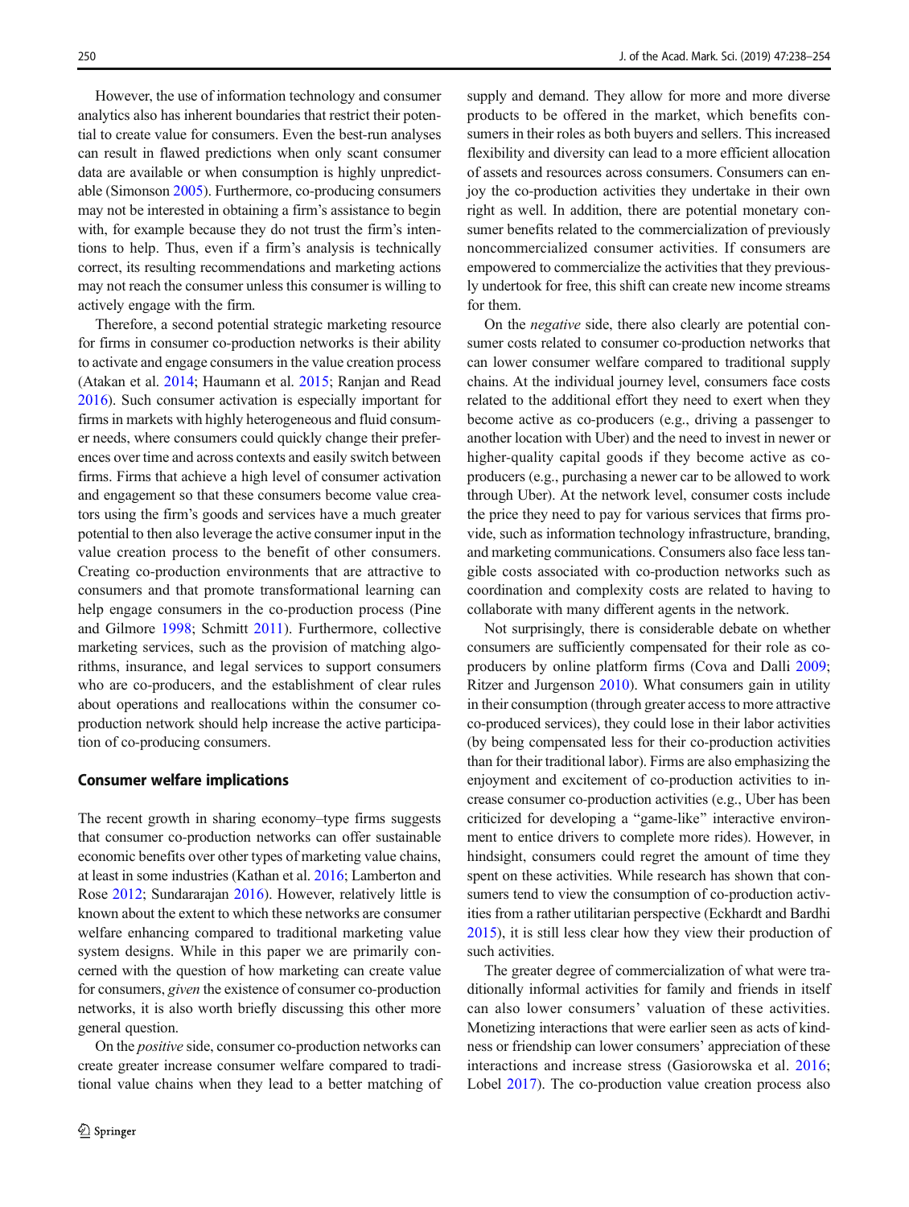However, the use of information technology and consumer analytics also has inherent boundaries that restrict their potential to create value for consumers. Even the best-run analyses can result in flawed predictions when only scant consumer data are available or when consumption is highly unpredictable (Simonson 2005). Furthermore, co-producing consumers may not be interested in obtaining a firm's assistance to begin with, for example because they do not trust the firm's intentions to help. Thus, even if a firm's analysis is technically correct, its resulting recommendations and marketing actions may not reach the consumer unless this consumer is willing to actively engage with the firm.

Therefore, a second potential strategic marketing resource for firms in consumer co-production networks is their ability to activate and engage consumers in the value creation process (Atakan et al. 2014; Haumann et al. 2015; Ranjan and Read 2016). Such consumer activation is especially important for firms in markets with highly heterogeneous and fluid consumer needs, where consumers could quickly change their preferences over time and across contexts and easily switch between firms. Firms that achieve a high level of consumer activation and engagement so that these consumers become value creators using the firm's goods and services have a much greater potential to then also leverage the active consumer input in the value creation process to the benefit of other consumers. Creating co-production environments that are attractive to consumers and that promote transformational learning can help engage consumers in the co-production process (Pine and Gilmore 1998; Schmitt 2011). Furthermore, collective marketing services, such as the provision of matching algorithms, insurance, and legal services to support consumers who are co-producers, and the establishment of clear rules about operations and reallocations within the consumer co-production network should help increase the active participation of co-producing consumers.

## Consumer welfare implications

The recent growth in sharing economy–type firms suggests that consumer co-production networks can offer sustainable economic benefits over other types of marketing value chains, at least in some industries (Kathan et al. 2016; Lamberton and Rose 2012; Sundararajan 2016). However, relatively little is known about the extent to which these networks are consumer welfare enhancing compared to traditional marketing value system designs. While in this paper we are primarily concerned with the question of how marketing can create value for consumers, *given* the existence of consumer co-production networks, it is also worth briefly discussing this other more general question.

On the *positive* side, consumer co-production networks can create greater increase consumer welfare compared to traditional value chains when they lead to a better matching of supply and demand. They allow for more and more diverse products to be offered in the market, which benefits consumers in their roles as both buyers and sellers. This increased flexibility and diversity can lead to a more efficient allocation of assets and resources across consumers. Consumers can enjoy the co-production activities they undertake in their own right as well. In addition, there are potential monetary consumer benefits related to the commercialization of previously noncommercialized consumer activities. If consumers are empowered to commercialize the activities that they previously undertook for free, this shift can create new income streams for them.

On the *negative* side, there also clearly are potential consumer costs related to consumer co-production networks that can lower consumer welfare compared to traditional supply chains. At the individual journey level, consumers face costs related to the additional effort they need to exert when they become active as co-producers (e.g., driving a passenger to another location with Uber) and the need to invest in newer or higher-quality capital goods if they become active as co-producers (e.g., purchasing a newer car to be allowed to work through Uber). At the network level, consumer costs include the price they need to pay for various services that firms provide, such as information technology infrastructure, branding, and marketing communications. Consumers also face less tangible costs associated with co-production networks such as coordination and complexity costs are related to having to collaborate with many different agents in the network.

Not surprisingly, there is considerable debate on whether consumers are sufficiently compensated for their role as co-producers by online platform firms (Cova and Dalli 2009; Ritzer and Jurgenson 2010). What consumers gain in utility in their consumption (through greater access to more attractive co-produced services), they could lose in their labor activities (by being compensated less for their co-production activities than for their traditional labor). Firms are also emphasizing the enjoyment and excitement of co-production activities to increase consumer co-production activities (e.g., Uber has been criticized for developing a "game-like" interactive environment to entice drivers to complete more rides). However, in hindsight, consumers could regret the amount of time they spent on these activities. While research has shown that consumers tend to view the consumption of co-production activities from a rather utilitarian perspective (Eckhardt and Bardhi 2015), it is still less clear how they view their production of such activities.

The greater degree of commercialization of what were traditionally informal activities for family and friends in itself can also lower consumers' valuation of these activities. Monetizing interactions that were earlier seen as acts of kindness or friendship can lower consumers' appreciation of these interactions and increase stress (Gasiorowska et al. 2016; Lobel 2017). The co-production value creation process also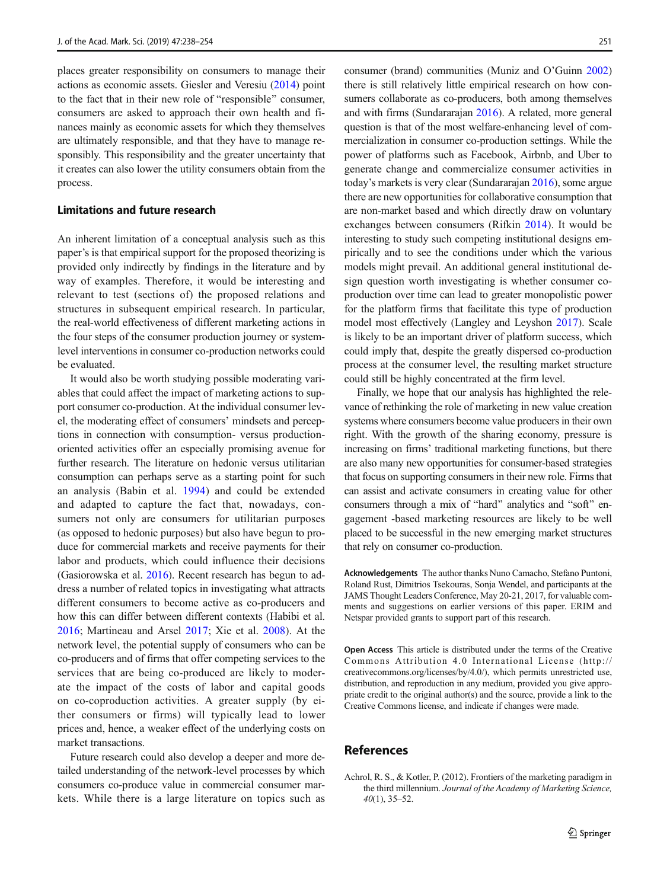places greater responsibility on consumers to manage their actions as economic assets. Giesler and Veresiu (2014) point to the fact that in their new role of "responsible" consumer, consumers are asked to approach their own health and finances mainly as economic assets for which they themselves are ultimately responsible, and that they have to manage responsibly. This responsibility and the greater uncertainty that it creates can also lower the utility consumers obtain from the process.

## Limitations and future research

An inherent limitation of a conceptual analysis such as this paper's is that empirical support for the proposed theorizing is provided only indirectly by findings in the literature and by way of examples. Therefore, it would be interesting and relevant to test (sections of) the proposed relations and structures in subsequent empirical research. In particular, the real-world effectiveness of different marketing actions in the four steps of the consumer production journey or system-level interventions in consumer co-production networks could be evaluated.

It would also be worth studying possible moderating variables that could affect the impact of marketing actions to support consumer co-production. At the individual consumer level, the moderating effect of consumers' mindsets and perceptions in connection with consumption- versus production-oriented activities offer an especially promising avenue for further research. The literature on hedonic versus utilitarian consumption can perhaps serve as a starting point for such an analysis (Babin et al. 1994) and could be extended and adapted to capture the fact that, nowadays, consumers not only consume for utilitarian purposes (as opposed to hedonic purposes) but also have begun to produce for commercial markets and receive payments for their labor and products, which could influence their decisions (Gasiorowska et al. 2016). Recent research has begun to address a number of related topics in investigating what attracts different consumers to become active as co-producers and how this can differ between different contexts (Habibi et al. 2016; Martineau and Arsel 2017; Xie et al. 2008). At the network level, the potential supply of consumers who can be co-producers and of firms that offer competing services to the services that are being co-produced are likely to moderate the impact of the costs of labor and capital goods on co-coproduction activities. A greater supply (by either consumers or firms) will typically lead to lower prices and, hence, a weaker effect of the underlying costs on market transactions.

Future research could also develop a deeper and more detailed understanding of the network-level processes by which consumers co-produce value in commercial consumer markets. While there is a large literature on topics such as consumer (brand) communities (Muniz and O'Guinn 2002) there is still relatively little empirical research on how consumers collaborate as co-producers, both among themselves and with firms (Sundararajan 2016). A related, more general question is that of the most welfare-enhancing level of commercialization in consumer co-production settings. While the power of platforms such as Facebook, Airbnb, and Uber to generate change and commercialize consumer activities in today's markets is very clear (Sundararajan 2016), some argue there are new opportunities for collaborative consumption that are non-market based and which directly draw on voluntary exchanges between consumers (Rifkin 2014). It would be interesting to study such competing institutional designs empirically and to see the conditions under which the various models might prevail. An additional general institutional design question worth investigating is whether consumer co-production over time can lead to greater monopolistic power for the platform firms that facilitate this type of production model most effectively (Langley and Leyshon 2017). Scale is likely to be an important driver of platform success, which could imply that, despite the greatly dispersed co-production process at the consumer level, the resulting market structure could still be highly concentrated at the firm level.

Finally, we hope that our analysis has highlighted the relevance of rethinking the role of marketing in new value creation systems where consumers become value producers in their own right. With the growth of the sharing economy, pressure is increasing on firms' traditional marketing functions, but there are also many new opportunities for consumer-based strategies that focus on supporting consumers in their new role. Firms that can assist and activate consumers in creating value for other consumers through a mix of "hard" analytics and "soft" engagement -based marketing resources are likely to be well placed to be successful in the new emerging market structures that rely on consumer co-production.

**Acknowledgements** The author thanks Nuno Camacho, Stefano Puntoni, Roland Rust, Dimitrios Tsekouras, Sonja Wendel, and participants at the JAMS Thought Leaders Conference, May 20-21, 2017, for valuable comments and suggestions on earlier versions of this paper. ERIM and Netspar provided grants to support part of this research.

**Open Access** This article is distributed under the terms of the Creative Commons Attribution 4.0 International License (http://creativecommons.org/licenses/by/4.0/), which permits unrestricted use, distribution, and reproduction in any medium, provided you give appropriate credit to the original author(s) and the source, provide a link to the Creative Commons license, and indicate if changes were made.

## References

Achrol, R. S., & Kotler, P. (2012). Frontiers of the marketing paradigm in the third millennium. *Journal of the Academy of Marketing Science, 40*(1), 35–52.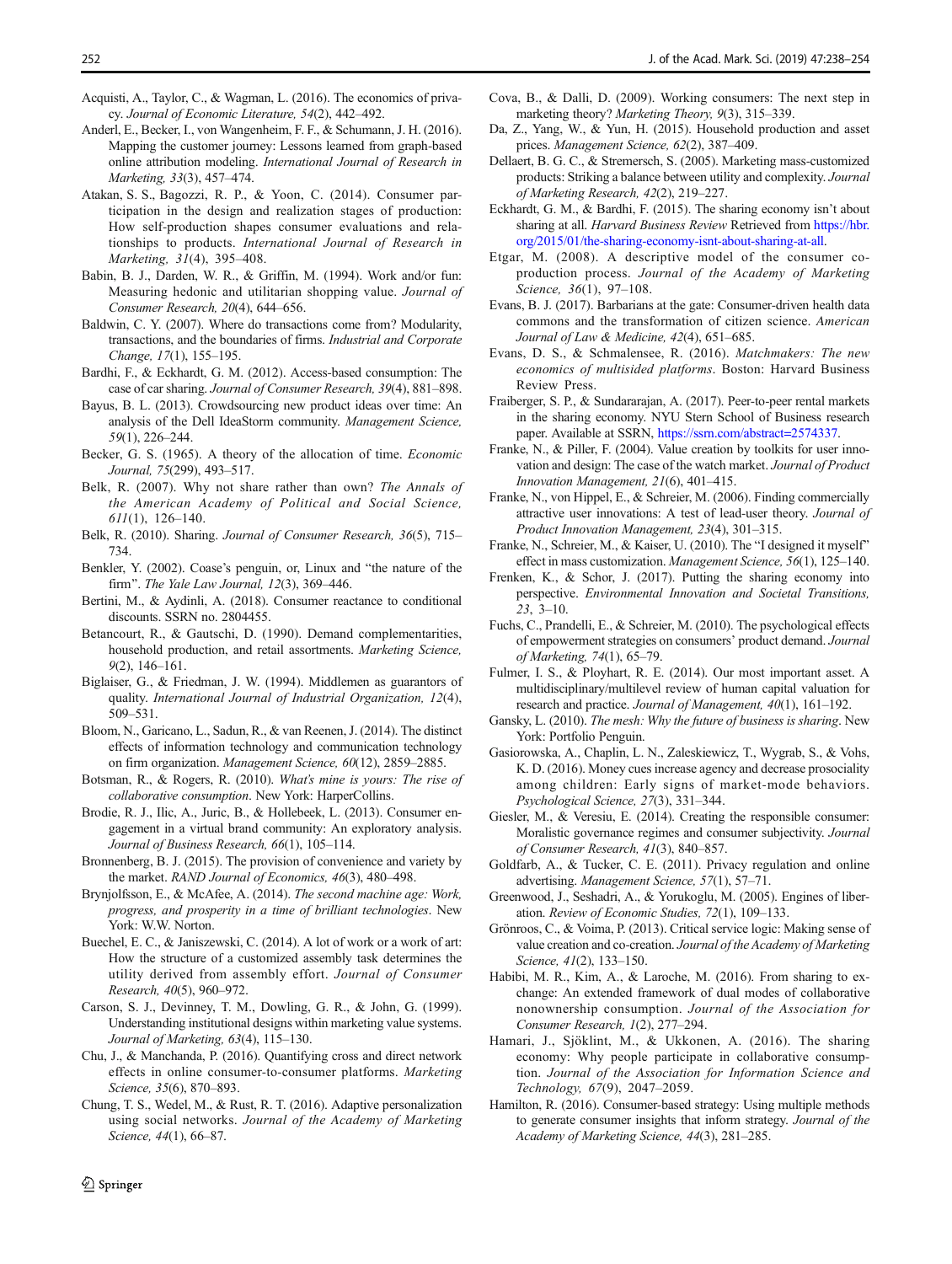Acquisti, A., Taylor, C., & Wagman, L. (2016). The economics of privacy. *Journal of Economic Literature, 54*(2), 442–492.

Anderl, E., Becker, I., von Wangenheim, F. F., & Schumann, J. H. (2016). Mapping the customer journey: Lessons learned from graph-based online attribution modeling. *International Journal of Research in Marketing, 33*(3), 457–474.

Atakan, S. S., Bagozzi, R. P., & Yoon, C. (2014). Consumer participation in the design and realization stages of production: How self-production shapes consumer evaluations and relationships to products. *International Journal of Research in Marketing, 31*(4), 395–408.

Babin, B. J., Darden, W. R., & Griffin, M. (1994). Work and/or fun: Measuring hedonic and utilitarian shopping value. *Journal of Consumer Research, 20*(4), 644–656.

Baldwin, C. Y. (2007). Where do transactions come from? Modularity, transactions, and the boundaries of firms. *Industrial and Corporate Change, 17*(1), 155–195.

Bardhi, F., & Eckhardt, G. M. (2012). Access-based consumption: The case of car sharing. *Journal of Consumer Research, 39*(4), 881–898.

Bayus, B. L. (2013). Crowdsourcing new product ideas over time: An analysis of the Dell IdeaStorm community. *Management Science, 59*(1), 226–244.

Becker, G. S. (1965). A theory of the allocation of time. *Economic Journal, 75*(299), 493–517.

Belk, R. (2007). Why not share rather than own? *The Annals of the American Academy of Political and Social Science, 611*(1), 126–140.

Belk, R. (2010). Sharing. *Journal of Consumer Research, 36*(5), 715–734.

Benkler, Y. (2002). Coase's penguin, or, Linux and "the nature of the firm". *The Yale Law Journal, 12*(3), 369–446.

Bertini, M., & Aydinli, A. (2018). Consumer reactance to conditional discounts. SSRN no. 2804455.

Betancourt, R., & Gautschi, D. (1990). Demand complementarities, household production, and retail assortments. *Marketing Science, 9*(2), 146–161.

Biglaiser, G., & Friedman, J. W. (1994). Middlemen as guarantors of quality. *International Journal of Industrial Organization, 12*(4), 509–531.

Bloom, N., Garicano, L., Sadun, R., & van Reenen, J. (2014). The distinct effects of information technology and communication technology on firm organization. *Management Science, 60*(12), 2859–2885.

Botsman, R., & Rogers, R. (2010). *What's mine is yours: The rise of collaborative consumption*. New York: HarperCollins.

Brodie, R. J., Ilic, A., Juric, B., & Hollebeek, L. (2013). Consumer engagement in a virtual brand community: An exploratory analysis. *Journal of Business Research, 66*(1), 105–114.

Bronnenberg, B. J. (2015). The provision of convenience and variety by the market. *RAND Journal of Economics, 46*(3), 480–498.

Brynjolfsson, E., & McAfee, A. (2014). *The second machine age: Work, progress, and prosperity in a time of brilliant technologies*. New York: W.W. Norton.

Buechel, E. C., & Janiszewski, C. (2014). A lot of work or a work of art: How the structure of a customized assembly task determines the utility derived from assembly effort. *Journal of Consumer Research, 40*(5), 960–972.

Carson, S. J., Devinney, T. M., Dowling, G. R., & John, G. (1999). Understanding institutional designs within marketing value systems. *Journal of Marketing, 63*(4), 115–130.

Chu, J., & Manchanda, P. (2016). Quantifying cross and direct network effects in online consumer-to-consumer platforms. *Marketing Science, 35*(6), 870–893.

Chung, T. S., Wedel, M., & Rust, R. T. (2016). Adaptive personalization using social networks. *Journal of the Academy of Marketing Science, 44*(1), 66–87.

Cova, B., & Dalli, D. (2009). Working consumers: The next step in marketing theory? *Marketing Theory, 9*(3), 315–339.

Da, Z., Yang, W., & Yun, H. (2015). Household production and asset prices. *Management Science, 62*(2), 387–409.

Dellaert, B. G. C., & Stremersch, S. (2005). Marketing mass-customized products: Striking a balance between utility and complexity. *Journal of Marketing Research, 42*(2), 219–227.

Eckhardt, G. M., & Bardhi, F. (2015). The sharing economy isn't about sharing at all. *Harvard Business Review* Retrieved from https://hbr.org/2015/01/the-sharing-economy-isnt-about-sharing-at-all.

Etgar, M. (2008). A descriptive model of the consumer co-production process. *Journal of the Academy of Marketing Science, 36*(1), 97–108.

Evans, B. J. (2017). Barbarians at the gate: Consumer-driven health data commons and the transformation of citizen science. *American Journal of Law & Medicine, 42*(4), 651–685.

Evans, D. S., & Schmalensee, R. (2016). *Matchmakers: The new economics of multisided platforms*. Boston: Harvard Business Review Press.

Fraiberger, S. P., & Sundararajan, A. (2017). Peer-to-peer rental markets in the sharing economy. NYU Stern School of Business research paper. Available at SSRN, https://ssrn.com/abstract=2574337.

Franke, N., & Piller, F. (2004). Value creation by toolkits for user innovation and design: The case of the watch market. *Journal of Product Innovation Management, 21*(6), 401–415.

Franke, N., von Hippel, E., & Schreier, M. (2006). Finding commercially attractive user innovations: A test of lead-user theory. *Journal of Product Innovation Management, 23*(4), 301–315.

Franke, N., Schreier, M., & Kaiser, U. (2010). The "I designed it myself" effect in mass customization. *Management Science, 56*(1), 125–140.

Frenken, K., & Schor, J. (2017). Putting the sharing economy into perspective. *Environmental Innovation and Societal Transitions, 23*, 3–10.

Fuchs, C., Prandelli, E., & Schreier, M. (2010). The psychological effects of empowerment strategies on consumers' product demand. *Journal of Marketing, 74*(1), 65–79.

Fulmer, I. S., & Ployhart, R. E. (2014). Our most important asset. A multidisciplinary/multilevel review of human capital valuation for research and practice. *Journal of Management, 40*(1), 161–192.

Gansky, L. (2010). *The mesh: Why the future of business is sharing*. New York: Portfolio Penguin.

Gasiorowska, A., Chaplin, L. N., Zaleskiewicz, T., Wygrab, S., & Vohs, K. D. (2016). Money cues increase agency and decrease prosociality among children: Early signs of market-mode behaviors. *Psychological Science, 27*(3), 331–344.

Giesler, M., & Veresiu, E. (2014). Creating the responsible consumer: Moralistic governance regimes and consumer subjectivity. *Journal of Consumer Research, 41*(3), 840–857.

Goldfarb, A., & Tucker, C. E. (2011). Privacy regulation and online advertising. *Management Science, 57*(1), 57–71.

Greenwood, J., Seshadri, A., & Yorukoglu, M. (2005). Engines of liberation. *Review of Economic Studies, 72*(1), 109–133.

Grönroos, C., & Voima, P. (2013). Critical service logic: Making sense of value creation and co-creation. *Journal of the Academy of Marketing Science, 41*(2), 133–150.

Habibi, M. R., Kim, A., & Laroche, M. (2016). From sharing to exchange: An extended framework of dual modes of collaborative nonownership consumption. *Journal of the Association for Consumer Research, 1*(2), 277–294.

Hamari, J., Sjöklint, M., & Ukkonen, A. (2016). The sharing economy: Why people participate in collaborative consumption. *Journal of the Association for Information Science and Technology, 67*(9), 2047–2059.

Hamilton, R. (2016). Consumer-based strategy: Using multiple methods to generate consumer insights that inform strategy. *Journal of the Academy of Marketing Science, 44*(3), 281–285.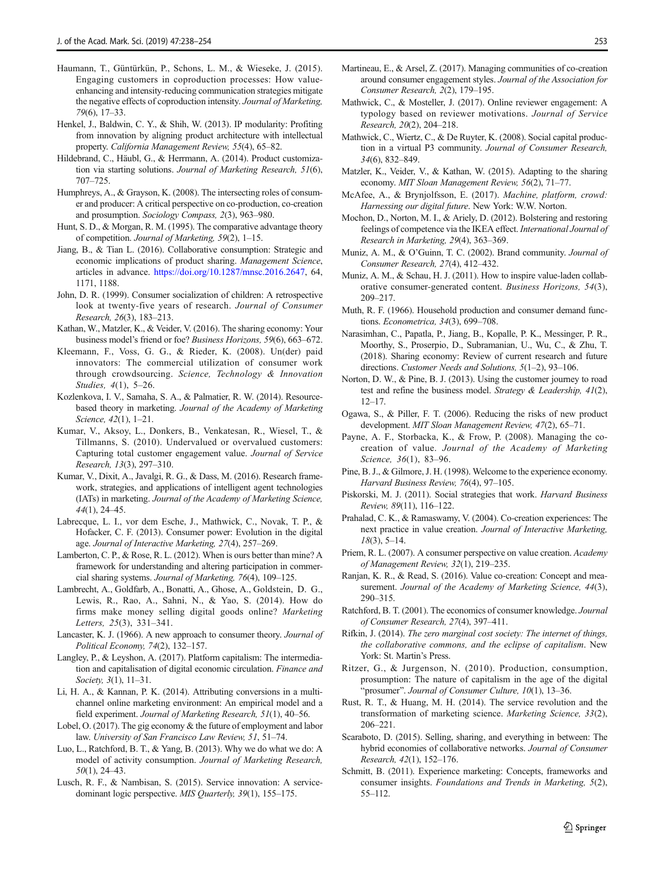Haumann, T., Güntürkün, P., Schons, L. M., & Wieseke, J. (2015). Engaging customers in coproduction processes: How value-enhancing and intensity-reducing communication strategies mitigate the negative effects of coproduction intensity. *Journal of Marketing, 79*(6), 17–33.

Henkel, J., Baldwin, C. Y., & Shih, W. (2013). IP modularity: Profiting from innovation by aligning product architecture with intellectual property. *California Management Review, 55*(4), 65–82.

Hildebrand, C., Häubl, G., & Herrmann, A. (2014). Product customization via starting solutions. *Journal of Marketing Research, 51*(6), 707–725.

Humphreys, A., & Grayson, K. (2008). The intersecting roles of consumer and producer: A critical perspective on co-production, co-creation and prosumption. *Sociology Compass, 2*(3), 963–980.

Hunt, S. D., & Morgan, R. M. (1995). The comparative advantage theory of competition. *Journal of Marketing, 59*(2), 1–15.

Jiang, B., & Tian L. (2016). Collaborative consumption: Strategic and economic implications of product sharing. *Management Science*, articles in advance. https://doi.org/10.1287/mnsc.2016.2647, 64, 1171, 1188.

John, D. R. (1999). Consumer socialization of children: A retrospective look at twenty-five years of research. *Journal of Consumer Research, 26*(3), 183–213.

Kathan, W., Matzler, K., & Veider, V. (2016). The sharing economy: Your business model's friend or foe? *Business Horizons, 59*(6), 663–672.

Kleemann, F., Voss, G. G., & Rieder, K. (2008). Un(der) paid innovators: The commercial utilization of consumer work through crowdsourcing. *Science, Technology & Innovation Studies, 4*(1), 5–26.

Kozlenkova, I. V., Samaha, S. A., & Palmatier, R. W. (2014). Resource-based theory in marketing. *Journal of the Academy of Marketing Science, 42*(1), 1–21.

Kumar, V., Aksoy, L., Donkers, B., Venkatesan, R., Wiesel, T., & Tillmanns, S. (2010). Undervalued or overvalued customers: Capturing total customer engagement value. *Journal of Service Research, 13*(3), 297–310.

Kumar, V., Dixit, A., Javalgi, R. G., & Dass, M. (2016). Research framework, strategies, and applications of intelligent agent technologies (IATs) in marketing. *Journal of the Academy of Marketing Science, 44*(1), 24–45.

Labrecque, L. I., vor dem Esche, J., Mathwick, C., Novak, T. P., & Hofacker, C. F. (2013). Consumer power: Evolution in the digital age. *Journal of Interactive Marketing, 27*(4), 257–269.

Lamberton, C. P., & Rose, R. L. (2012). When is ours better than mine? A framework for understanding and altering participation in commercial sharing systems. *Journal of Marketing, 76*(4), 109–125.

Lambrecht, A., Goldfarb, A., Bonatti, A., Ghose, A., Goldstein, D. G., Lewis, R., Rao, A., Sahni, N., & Yao, S. (2014). How do firms make money selling digital goods online? *Marketing Letters, 25*(3), 331–341.

Lancaster, K. J. (1966). A new approach to consumer theory. *Journal of Political Economy, 74*(2), 132–157.

Langley, P., & Leyshon, A. (2017). Platform capitalism: The intermediation and capitalisation of digital economic circulation. *Finance and Society, 3*(1), 11–31.

Li, H. A., & Kannan, P. K. (2014). Attributing conversions in a multichannel online marketing environment: An empirical model and a field experiment. *Journal of Marketing Research, 51*(1), 40–56.

Lobel, O. (2017). The gig economy & the future of employment and labor law. *University of San Francisco Law Review, 51*, 51–74.

Luo, L., Ratchford, B. T., & Yang, B. (2013). Why we do what we do: A model of activity consumption. *Journal of Marketing Research, 50*(1), 24–43.

Lusch, R. F., & Nambisan, S. (2015). Service innovation: A service-dominant logic perspective. *MIS Quarterly, 39*(1), 155–175.

Martineau, E., & Arsel, Z. (2017). Managing communities of co-creation around consumer engagement styles. *Journal of the Association for Consumer Research, 2*(2), 179–195.

Mathwick, C., & Mosteller, J. (2017). Online reviewer engagement: A typology based on reviewer motivations. *Journal of Service Research, 20*(2), 204–218.

Mathwick, C., Wiertz, C., & De Ruyter, K. (2008). Social capital production in a virtual P3 community. *Journal of Consumer Research, 34*(6), 832–849.

Matzler, K., Veider, V., & Kathan, W. (2015). Adapting to the sharing economy. *MIT Sloan Management Review, 56*(2), 71–77.

McAfee, A., & Brynjolfsson, E. (2017). *Machine, platform, crowd: Harnessing our digital future*. New York: W.W. Norton.

Mochon, D., Norton, M. I., & Ariely, D. (2012). Bolstering and restoring feelings of competence via the IKEA effect. *International Journal of Research in Marketing, 29*(4), 363–369.

Muniz, A. M., & O'Guinn, T. C. (2002). Brand community. *Journal of Consumer Research, 27*(4), 412–432.

Muniz, A. M., & Schau, H. J. (2011). How to inspire value-laden collaborative consumer-generated content. *Business Horizons, 54*(3), 209–217.

Muth, R. F. (1966). Household production and consumer demand functions. *Econometrica, 34*(3), 699–708.

Narasimhan, C., Papatla, P., Jiang, B., Kopalle, P. K., Messinger, P. R., Moorthy, S., Proserpio, D., Subramanian, U., Wu, C., & Zhu, T. (2018). Sharing economy: Review of current research and future directions. *Customer Needs and Solutions, 5*(1–2), 93–106.

Norton, D. W., & Pine, B. J. (2013). Using the customer journey to road test and refine the business model. *Strategy & Leadership, 41*(2), 12–17.

Ogawa, S., & Piller, F. T. (2006). Reducing the risks of new product development. *MIT Sloan Management Review, 47*(2), 65–71.

Payne, A. F., Storbacka, K., & Frow, P. (2008). Managing the co-creation of value. *Journal of the Academy of Marketing Science, 36*(1), 83–96.

Pine, B. J., & Gilmore, J. H. (1998). Welcome to the experience economy. *Harvard Business Review, 76*(4), 97–105.

Piskorski, M. J. (2011). Social strategies that work. *Harvard Business Review, 89*(11), 116–122.

Prahalad, C. K., & Ramaswamy, V. (2004). Co-creation experiences: The next practice in value creation. *Journal of Interactive Marketing, 18*(3), 5–14.

Priem, R. L. (2007). A consumer perspective on value creation. *Academy of Management Review, 32*(1), 219–235.

Ranjan, K. R., & Read, S. (2016). Value co-creation: Concept and measurement. *Journal of the Academy of Marketing Science, 44*(3), 290–315.

Ratchford, B. T. (2001). The economics of consumer knowledge. *Journal of Consumer Research, 27*(4), 397–411.

Rifkin, J. (2014). *The zero marginal cost society: The internet of things, the collaborative commons, and the eclipse of capitalism*. New York: St. Martin's Press.

Ritzer, G., & Jurgenson, N. (2010). Production, consumption, prosumption: The nature of capitalism in the age of the digital "prosumer". *Journal of Consumer Culture, 10*(1), 13–36.

Rust, R. T., & Huang, M. H. (2014). The service revolution and the transformation of marketing science. *Marketing Science, 33*(2), 206–221.

Scaraboto, D. (2015). Selling, sharing, and everything in between: The hybrid economies of collaborative networks. *Journal of Consumer Research, 42*(1), 152–176.

Schmitt, B. (2011). Experience marketing: Concepts, frameworks and consumer insights. *Foundations and Trends in Marketing, 5*(2), 55–112.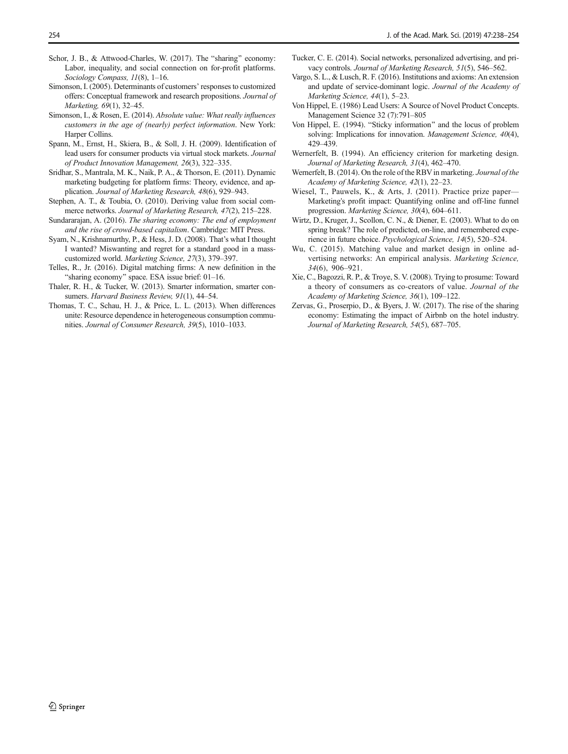Schor, J. B., & Attwood-Charles, W. (2017). The "sharing" economy: Labor, inequality, and social connection on for-profit platforms. *Sociology Compass, 11*(8), 1–16.

Simonson, I. (2005). Determinants of customers' responses to customized offers: Conceptual framework and research propositions. *Journal of Marketing, 69*(1), 32–45.

Simonson, I., & Rosen, E. (2014). *Absolute value: What really influences customers in the age of (nearly) perfect information*. New York: Harper Collins.

Spann, M., Ernst, H., Skiera, B., & Soll, J. H. (2009). Identification of lead users for consumer products via virtual stock markets. *Journal of Product Innovation Management, 26*(3), 322–335.

Sridhar, S., Mantrala, M. K., Naik, P. A., & Thorson, E. (2011). Dynamic marketing budgeting for platform firms: Theory, evidence, and application. *Journal of Marketing Research, 48*(6), 929–943.

Stephen, A. T., & Toubia, O. (2010). Deriving value from social commerce networks. *Journal of Marketing Research, 47*(2), 215–228.

Sundararajan, A. (2016). *The sharing economy: The end of employment and the rise of crowd-based capitalism*. Cambridge: MIT Press.

Syam, N., Krishnamurthy, P., & Hess, J. D. (2008). That's what I thought I wanted? Miswanting and regret for a standard good in a mass-customized world. *Marketing Science, 27*(3), 379–397.

Telles, R., Jr. (2016). Digital matching firms: A new definition in the "sharing economy" space. ESA issue brief: 01–16.

Thaler, R. H., & Tucker, W. (2013). Smarter information, smarter consumers. *Harvard Business Review, 91*(1), 44–54.

Thomas, T. C., Schau, H. J., & Price, L. L. (2013). When differences unite: Resource dependence in heterogeneous consumption communities. *Journal of Consumer Research, 39*(5), 1010–1033.

Tucker, C. E. (2014). Social networks, personalized advertising, and privacy controls. *Journal of Marketing Research, 51*(5), 546–562.

Vargo, S. L., & Lusch, R. F. (2016). Institutions and axioms: An extension and update of service-dominant logic. *Journal of the Academy of Marketing Science, 44*(1), 5–23.

Von Hippel, E. (1986) Lead Users: A Source of Novel Product Concepts. Management Science 32 (7):791–805

Von Hippel, E. (1994). "Sticky information" and the locus of problem solving: Implications for innovation. *Management Science, 40*(4), 429–439.

Wernerfelt, B. (1994). An efficiency criterion for marketing design. *Journal of Marketing Research, 31*(4), 462–470.

Wernerfelt, B. (2014). On the role of the RBV in marketing. *Journal of the Academy of Marketing Science, 42*(1), 22–23.

Wiesel, T., Pauwels, K., & Arts, J. (2011). Practice prize paper—Marketing's profit impact: Quantifying online and off-line funnel progression. *Marketing Science, 30*(4), 604–611.

Wirtz, D., Kruger, J., Scollon, C. N., & Diener, E. (2003). What to do on spring break? The role of predicted, on-line, and remembered experience in future choice. *Psychological Science, 14*(5), 520–524.

Wu, C. (2015). Matching value and market design in online advertising networks: An empirical analysis. *Marketing Science, 34*(6), 906–921.

Xie, C., Bagozzi, R. P., & Troye, S. V. (2008). Trying to prosume: Toward a theory of consumers as co-creators of value. *Journal of the Academy of Marketing Science, 36*(1), 109–122.

Zervas, G., Proserpio, D., & Byers, J. W. (2017). The rise of the sharing economy: Estimating the impact of Airbnb on the hotel industry. *Journal of Marketing Research, 54*(5), 687–705.